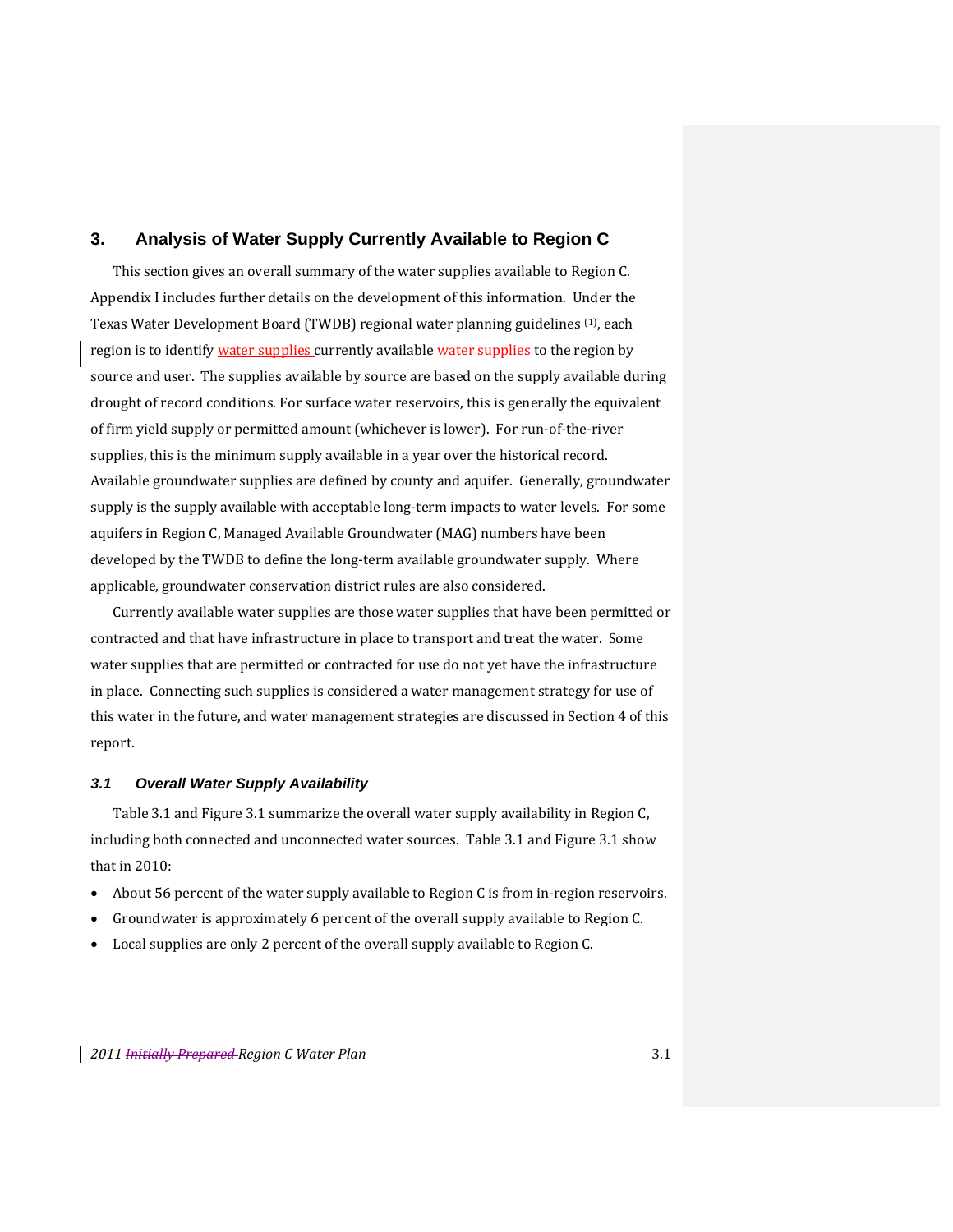## 3. Analysis of Water Supply Currently Available to Region C

This section gives an overall summary of the water supplies available to Region C. Appendix I includes further details on the development of this information. Under the Texas Water Development Board (TWDB) regional water planning guidelines [(1)], each region is to identify water supplies currently available to the region by source and user. The supplies available by source are based on the supply available during drought of record conditions. For surface water reservoirs, this is generally the equivalent of firm yield supply or permitted amount (whichever is lower). For run-of-the-river supplies, this is the minimum supply available in a year over the historical record. Available groundwater supplies are defined by county and aquifer. Generally, groundwater supply is the supply available with acceptable long-term impacts to water levels. For some aquifers in Region C, Managed Available Groundwater (MAG) numbers have been developed by the TWDB to define the long-term available groundwater supply. Where applicable, groundwater conservation district rules are also considered.

Currently available water supplies are those water supplies that have been permitted or contracted and that have infrastructure in place to transport and treat the water. Some water supplies that are permitted or contracted for use do not yet have the infrastructure in place. Connecting such supplies is considered a water management strategy for use of this water in the future, and water management strategies are discussed in Section 4 of this report.

### *3.1 Overall Water Supply Availability*

Table 3.1 and Figure 3.1 summarize the overall water supply availability in Region C, including both connected and unconnected water sources. Table 3.1 and Figure 3.1 show that in 2010:

- About 56 percent of the water supply available to Region C is from in-region reservoirs.
- Groundwater is approximately 6 percent of the overall supply available to Region C.
- Local supplies are only 2 percent of the overall supply available to Region C.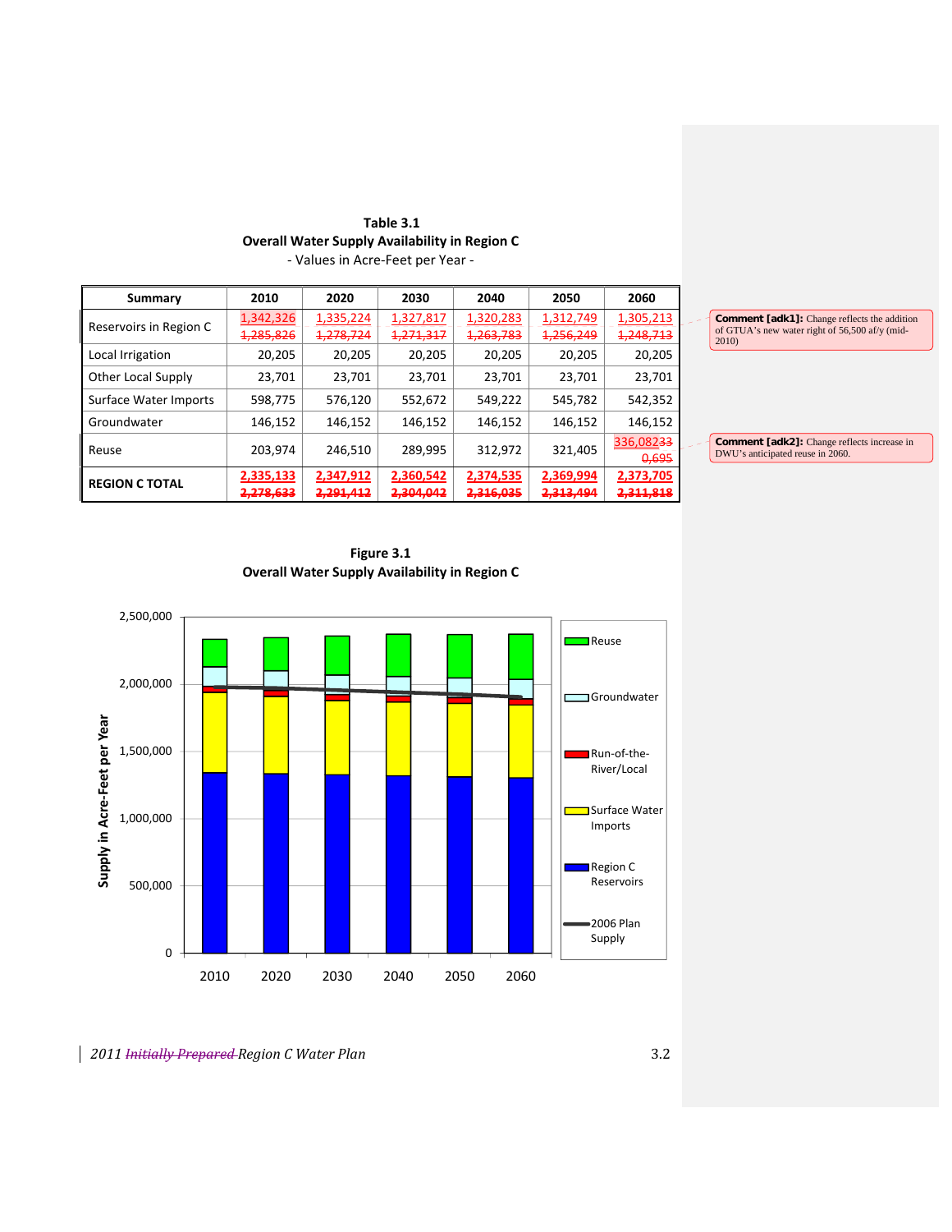**Table 3.1**
**Overall Water Supply Availability in Region C**
- Values in Acre-Feet per Year -

| Summary | 2010 | 2020 | 2030 | 2040 | 2050 | 2060 |
|---|---|---|---|---|---|---|
| Reservoirs in Region C | 1,342,326 ~~1,285,826~~ | 1,335,224 ~~1,278,724~~ | 1,327,817 ~~1,271,317~~ | 1,320,283 ~~1,263,783~~ | 1,312,749 ~~1,256,249~~ | 1,305,213 ~~1,248,713~~ |
| Local Irrigation | 20,205 | 20,205 | 20,205 | 20,205 | 20,205 | 20,205 |
| Other Local Supply | 23,701 | 23,701 | 23,701 | 23,701 | 23,701 | 23,701 |
| Surface Water Imports | 598,775 | 576,120 | 552,672 | 549,222 | 545,782 | 542,352 |
| Groundwater | 146,152 | 146,152 | 146,152 | 146,152 | 146,152 | 146,152 |
| Reuse | 203,974 | 246,510 | 289,995 | 312,972 | 321,405 | 336,082~~33~~ ~~0,695~~ |
| **REGION C TOTAL** | **2,335,133** ~~2,278,633~~ | **2,347,912** ~~2,291,412~~ | **2,360,542** ~~2,304,042~~ | **2,374,535** ~~2,316,035~~ | **2,369,994** ~~2,313,494~~ | **2,373,705** ~~2,311,818~~ |

**Comment [adk1]:** Change reflects the addition of GTUA's new water right of 56,500 af/y (mid-2010)

**Comment [adk2]:** Change reflects increase in DWU's anticipated reuse in 2060.

**Figure 3.1**
**Overall Water Supply Availability in Region C**

*2011 ~~Initially Prepared~~ Region C Water Plan*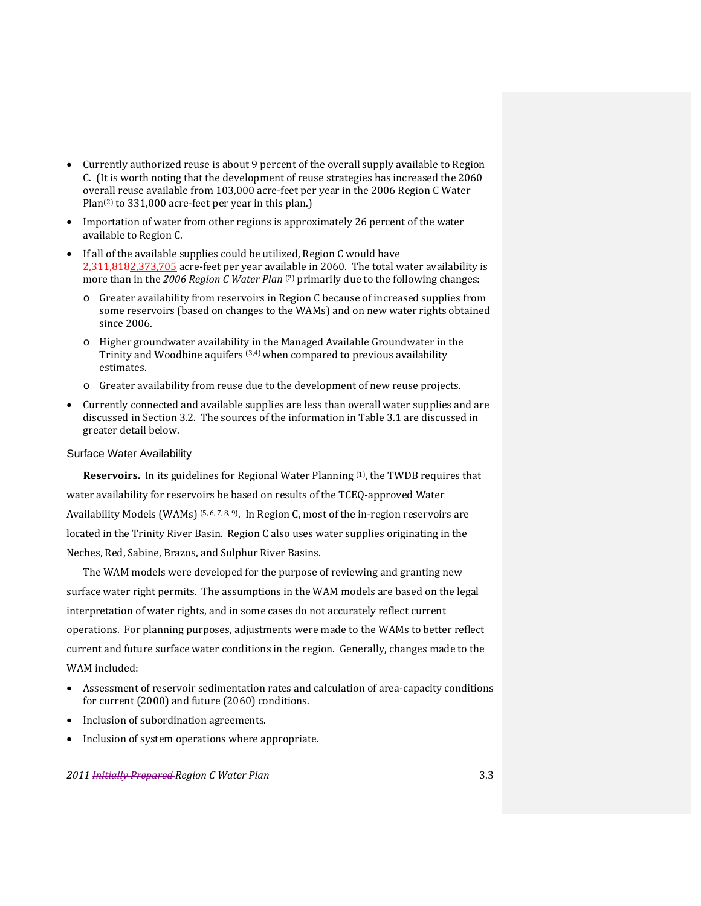- Currently authorized reuse is about 9 percent of the overall supply available to Region C. (It is worth noting that the development of reuse strategies has increased the 2060 overall reuse available from 103,000 acre-feet per year in the 2006 Region C Water Plan[2] to 331,000 acre-feet per year in this plan.)
- Importation of water from other regions is approximately 26 percent of the water available to Region C.
- If all of the available supplies could be utilized, Region C would have ~~2,311,818~~2,373,705 acre-feet per year available in 2060. The total water availability is more than in the *2006 Region C Water Plan* [2] primarily due to the following changes:
  - Greater availability from reservoirs in Region C because of increased supplies from some reservoirs (based on changes to the WAMs) and on new water rights obtained since 2006.
  - Higher groundwater availability in the Managed Available Groundwater in the Trinity and Woodbine aquifers [3,4] when compared to previous availability estimates.
  - Greater availability from reuse due to the development of new reuse projects.
- Currently connected and available supplies are less than overall water supplies and are discussed in Section 3.2. The sources of the information in Table 3.1 are discussed in greater detail below.

### Surface Water Availability

**Reservoirs.** In its guidelines for Regional Water Planning [1], the TWDB requires that water availability for reservoirs be based on results of the TCEQ-approved Water Availability Models (WAMs) [5, 6, 7, 8, 9]. In Region C, most of the in-region reservoirs are located in the Trinity River Basin. Region C also uses water supplies originating in the Neches, Red, Sabine, Brazos, and Sulphur River Basins.

The WAM models were developed for the purpose of reviewing and granting new surface water right permits. The assumptions in the WAM models are based on the legal interpretation of water rights, and in some cases do not accurately reflect current operations. For planning purposes, adjustments were made to the WAMs to better reflect current and future surface water conditions in the region. Generally, changes made to the WAM included:

- Assessment of reservoir sedimentation rates and calculation of area-capacity conditions for current (2000) and future (2060) conditions.
- Inclusion of subordination agreements.
- Inclusion of system operations where appropriate.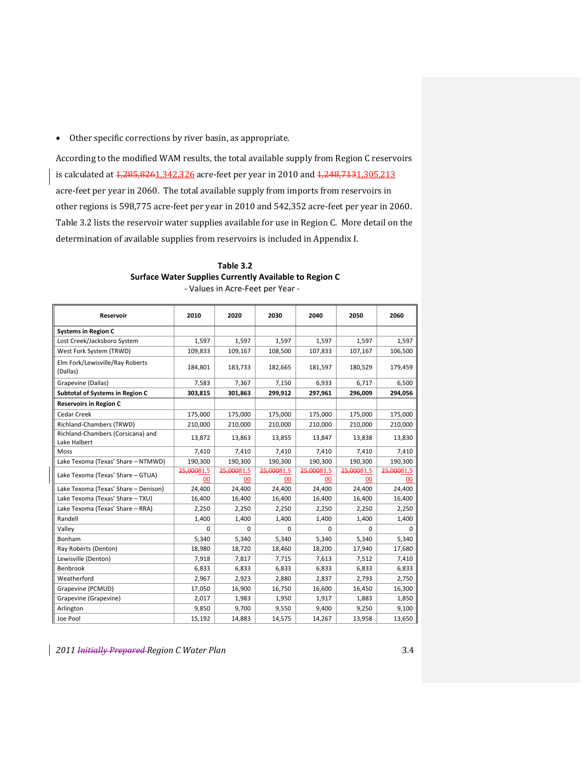- Other specific corrections by river basin, as appropriate.

According to the modified WAM results, the total available supply from Region C reservoirs is calculated at ~~1,285,826~~1,342,326 acre-feet per year in 2010 and ~~1,248,713~~1,305,213 acre-feet per year in 2060. The total available supply from imports from reservoirs in other regions is 598,775 acre-feet per year in 2010 and 542,352 acre-feet per year in 2060. Table 3.2 lists the reservoir water supplies available for use in Region C. More detail on the determination of available supplies from reservoirs is included in Appendix I.

**Table 3.2**
**Surface Water Supplies Currently Available to Region C**
- Values in Acre-Feet per Year -

| Reservoir | 2010 | 2020 | 2030 | 2040 | 2050 | 2060 |
|---|---|---|---|---|---|---|
| **Systems in Region C** | | | | | | |
| Lost Creek/Jacksboro System | 1,597 | 1,597 | 1,597 | 1,597 | 1,597 | 1,597 |
| West Fork System (TRWD) | 109,833 | 109,167 | 108,500 | 107,833 | 107,167 | 106,500 |
| Elm Fork/Lewisville/Ray Roberts (Dallas) | 184,801 | 183,733 | 182,665 | 181,597 | 180,529 | 179,459 |
| Grapevine (Dallas) | 7,583 | 7,367 | 7,150 | 6,933 | 6,717 | 6,500 |
| **Subtotal of Systems in Region C** | **303,815** | **301,863** | **299,912** | **297,961** | **296,009** | **294,056** |
| **Reservoirs in Region C** | | | | | | |
| Cedar Creek | 175,000 | 175,000 | 175,000 | 175,000 | 175,000 | 175,000 |
| Richland-Chambers (TRWD) | 210,000 | 210,000 | 210,000 | 210,000 | 210,000 | 210,000 |
| Richland-Chambers (Corsicana) and Lake Halbert | 13,872 | 13,863 | 13,855 | 13,847 | 13,838 | 13,830 |
| Moss | 7,410 | 7,410 | 7,410 | 7,410 | 7,410 | 7,410 |
| Lake Texoma (Texas' Share – NTMWD) | 190,300 | 190,300 | 190,300 | 190,300 | 190,300 | 190,300 |
| Lake Texoma (Texas' Share – GTUA) | ~~25,000~~81,500 | ~~25,000~~81,500 | ~~25,000~~81,500 | ~~25,000~~81,500 | ~~25,000~~81,500 | ~~25,000~~81,500 |
| Lake Texoma (Texas' Share – Denison) | 24,400 | 24,400 | 24,400 | 24,400 | 24,400 | 24,400 |
| Lake Texoma (Texas' Share – TXU) | 16,400 | 16,400 | 16,400 | 16,400 | 16,400 | 16,400 |
| Lake Texoma (Texas' Share – RRA) | 2,250 | 2,250 | 2,250 | 2,250 | 2,250 | 2,250 |
| Randell | 1,400 | 1,400 | 1,400 | 1,400 | 1,400 | 1,400 |
| Valley | 0 | 0 | 0 | 0 | 0 | 0 |
| Bonham | 5,340 | 5,340 | 5,340 | 5,340 | 5,340 | 5,340 |
| Ray Roberts (Denton) | 18,980 | 18,720 | 18,460 | 18,200 | 17,940 | 17,680 |
| Lewisville (Denton) | 7,918 | 7,817 | 7,715 | 7,613 | 7,512 | 7,410 |
| Benbrook | 6,833 | 6,833 | 6,833 | 6,833 | 6,833 | 6,833 |
| Weatherford | 2,967 | 2,923 | 2,880 | 2,837 | 2,793 | 2,750 |
| Grapevine (PCMUD) | 17,050 | 16,900 | 16,750 | 16,600 | 16,450 | 16,300 |
| Grapevine (Grapevine) | 2,017 | 1,983 | 1,950 | 1,917 | 1,883 | 1,850 |
| Arlington | 9,850 | 9,700 | 9,550 | 9,400 | 9,250 | 9,100 |
| Joe Pool | 15,192 | 14,883 | 14,575 | 14,267 | 13,958 | 13,650 |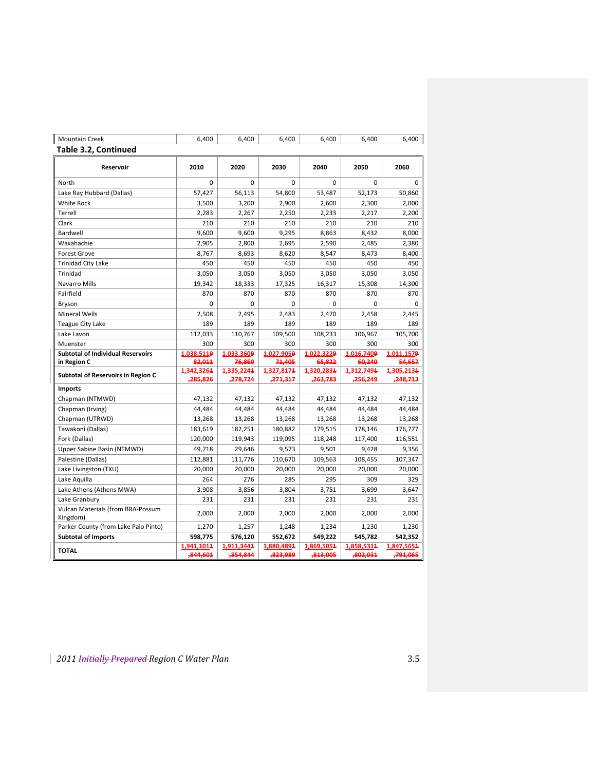| Mountain Creek | 6,400 | 6,400 | 6,400 | 6,400 | 6,400 | 6,400 |
|---|---|---|---|---|---|---|

**Table 3.2, Continued**

| Reservoir | 2010 | 2020 | 2030 | 2040 | 2050 | 2060 |
|---|---|---|---|---|---|---|
| North | 0 | 0 | 0 | 0 | 0 | 0 |
| Lake Ray Hubbard (Dallas) | 57,427 | 56,113 | 54,800 | 53,487 | 52,173 | 50,860 |
| White Rock | 3,500 | 3,200 | 2,900 | 2,600 | 2,300 | 2,000 |
| Terrell | 2,283 | 2,267 | 2,250 | 2,233 | 2,217 | 2,200 |
| Clark | 210 | 210 | 210 | 210 | 210 | 210 |
| Bardwell | 9,600 | 9,600 | 9,295 | 8,863 | 8,432 | 8,000 |
| Waxahachie | 2,905 | 2,800 | 2,695 | 2,590 | 2,485 | 2,380 |
| Forest Grove | 8,767 | 8,693 | 8,620 | 8,547 | 8,473 | 8,400 |
| Trinidad City Lake | 450 | 450 | 450 | 450 | 450 | 450 |
| Trinidad | 3,050 | 3,050 | 3,050 | 3,050 | 3,050 | 3,050 |
| Navarro Mills | 19,342 | 18,333 | 17,325 | 16,317 | 15,308 | 14,300 |
| Fairfield | 870 | 870 | 870 | 870 | 870 | 870 |
| Bryson | 0 | 0 | 0 | 0 | 0 | 0 |
| Mineral Wells | 2,508 | 2,495 | 2,483 | 2,470 | 2,458 | 2,445 |
| Teague City Lake | 189 | 189 | 189 | 189 | 189 | 189 |
| Lake Lavon | 112,033 | 110,767 | 109,500 | 108,233 | 106,967 | 105,700 |
| Muenster | 300 | 300 | 300 | 300 | 300 | 300 |
| **Subtotal of Individual Reservoirs in Region C** | **1,038,511~~9 82,011~~** | **1,033,360~~9 76,860~~** | **1,027,905~~9 71,405~~** | **1,022,322~~9 65,822~~** | **1,016,740~~9 60,240~~** | **1,011,157~~9 54,657~~** |
| **Subtotal of Reservoirs in Region C** | **1,342,326~~1 ,285,826~~** | **1,335,224~~1 ,278,724~~** | **1,327,817~~1 ,271,317~~** | **1,320,283~~1 ,263,783~~** | **1,312,749~~1 ,256,249~~** | **1,305,213~~1 ,248,713~~** |
| **Imports** | | | | | | |
| Chapman (NTMWD) | 47,132 | 47,132 | 47,132 | 47,132 | 47,132 | 47,132 |
| Chapman (Irving) | 44,484 | 44,484 | 44,484 | 44,484 | 44,484 | 44,484 |
| Chapman (UTRWD) | 13,268 | 13,268 | 13,268 | 13,268 | 13,268 | 13,268 |
| Tawakoni (Dallas) | 183,619 | 182,251 | 180,882 | 179,515 | 178,146 | 176,777 |
| Fork (Dallas) | 120,000 | 119,943 | 119,095 | 118,248 | 117,400 | 116,551 |
| Upper Sabine Basin (NTMWD) | 49,718 | 29,646 | 9,573 | 9,501 | 9,428 | 9,356 |
| Palestine (Dallas) | 112,881 | 111,776 | 110,670 | 109,563 | 108,455 | 107,347 |
| Lake Livingston (TXU) | 20,000 | 20,000 | 20,000 | 20,000 | 20,000 | 20,000 |
| Lake Aquilla | 264 | 276 | 285 | 295 | 309 | 329 |
| Lake Athens (Athens MWA) | 3,908 | 3,856 | 3,804 | 3,751 | 3,699 | 3,647 |
| Lake Granbury | 231 | 231 | 231 | 231 | 231 | 231 |
| Vulcan Materials (from BRA-Possum Kingdom) | 2,000 | 2,000 | 2,000 | 2,000 | 2,000 | 2,000 |
| Parker County (from Lake Palo Pinto) | 1,270 | 1,257 | 1,248 | 1,234 | 1,230 | 1,230 |
| **Subtotal of Imports** | **598,775** | **576,120** | **552,672** | **549,222** | **545,782** | **542,352** |
| **TOTAL** | **1,941,101~~1 ,844,601~~** | **1,911,344~~1 ,854,844~~** | **1,880,489~~1 ,823,989~~** | **1,869,505~~1 ,813,005~~** | **1,858,531~~1 ,802,031~~** | **1,847,565~~1 ,791,065~~** |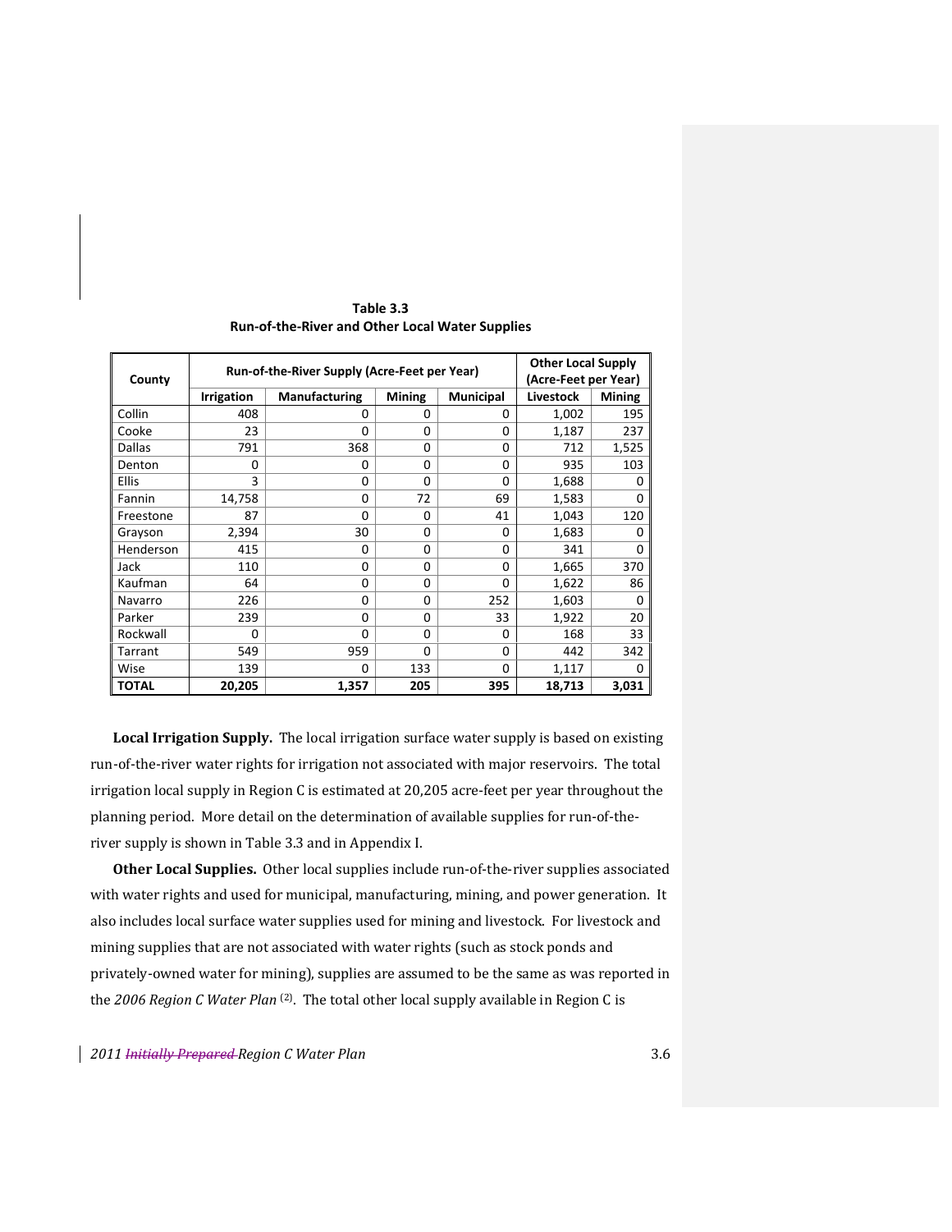**Table 3.3**
**Run-of-the-River and Other Local Water Supplies**

| County | Run-of-the-River Supply (Acre-Feet per Year) | | | | Other Local Supply (Acre-Feet per Year) | |
|---|---|---|---|---|---|---|
| | Irrigation | Manufacturing | Mining | Municipal | Livestock | Mining |
| Collin | 408 | 0 | 0 | 0 | 1,002 | 195 |
| Cooke | 23 | 0 | 0 | 0 | 1,187 | 237 |
| Dallas | 791 | 368 | 0 | 0 | 712 | 1,525 |
| Denton | 0 | 0 | 0 | 0 | 935 | 103 |
| Ellis | 3 | 0 | 0 | 0 | 1,688 | 0 |
| Fannin | 14,758 | 0 | 72 | 69 | 1,583 | 0 |
| Freestone | 87 | 0 | 0 | 41 | 1,043 | 120 |
| Grayson | 2,394 | 30 | 0 | 0 | 1,683 | 0 |
| Henderson | 415 | 0 | 0 | 0 | 341 | 0 |
| Jack | 110 | 0 | 0 | 0 | 1,665 | 370 |
| Kaufman | 64 | 0 | 0 | 0 | 1,622 | 86 |
| Navarro | 226 | 0 | 0 | 252 | 1,603 | 0 |
| Parker | 239 | 0 | 0 | 33 | 1,922 | 20 |
| Rockwall | 0 | 0 | 0 | 0 | 168 | 33 |
| Tarrant | 549 | 959 | 0 | 0 | 442 | 342 |
| Wise | 139 | 0 | 133 | 0 | 1,117 | 0 |
| **TOTAL** | **20,205** | **1,357** | **205** | **395** | **18,713** | **3,031** |

**Local Irrigation Supply.** The local irrigation surface water supply is based on existing run-of-the-river water rights for irrigation not associated with major reservoirs. The total irrigation local supply in Region C is estimated at 20,205 acre-feet per year throughout the planning period. More detail on the determination of available supplies for run-of-the-river supply is shown in Table 3.3 and in Appendix I.

**Other Local Supplies.** Other local supplies include run-of-the-river supplies associated with water rights and used for municipal, manufacturing, mining, and power generation. It also includes local surface water supplies used for mining and livestock. For livestock and mining supplies that are not associated with water rights (such as stock ponds and privately-owned water for mining), supplies are assumed to be the same as was reported in the *2006 Region C Water Plan* [(2)]. The total other local supply available in Region C is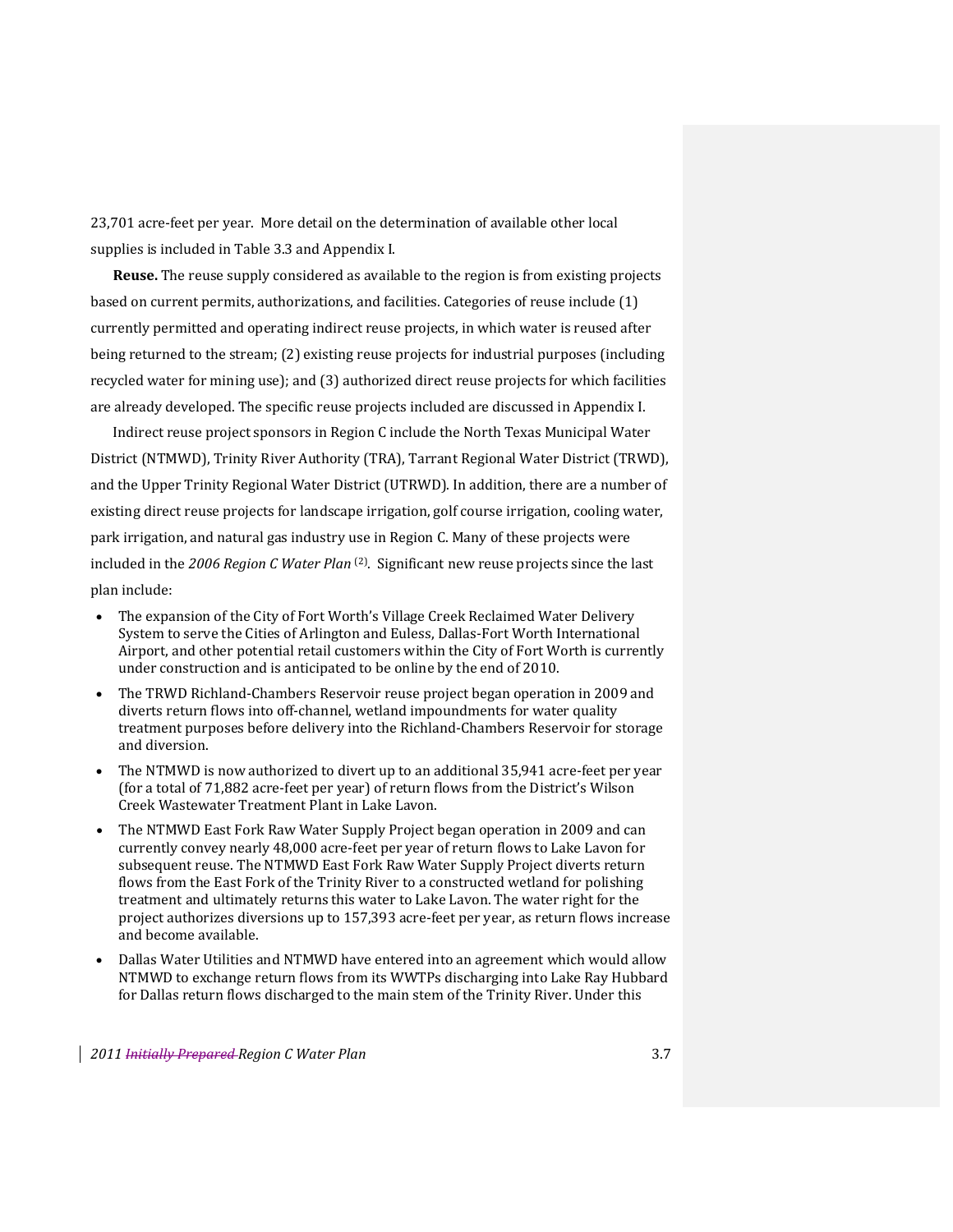23,701 acre-feet per year. More detail on the determination of available other local supplies is included in Table 3.3 and Appendix I.

**Reuse.** The reuse supply considered as available to the region is from existing projects based on current permits, authorizations, and facilities. Categories of reuse include (1) currently permitted and operating indirect reuse projects, in which water is reused after being returned to the stream; (2) existing reuse projects for industrial purposes (including recycled water for mining use); and (3) authorized direct reuse projects for which facilities are already developed. The specific reuse projects included are discussed in Appendix I.

Indirect reuse project sponsors in Region C include the North Texas Municipal Water District (NTMWD), Trinity River Authority (TRA), Tarrant Regional Water District (TRWD), and the Upper Trinity Regional Water District (UTRWD). In addition, there are a number of existing direct reuse projects for landscape irrigation, golf course irrigation, cooling water, park irrigation, and natural gas industry use in Region C. Many of these projects were included in the *2006 Region C Water Plan* [(2)]. Significant new reuse projects since the last plan include:

- The expansion of the City of Fort Worth's Village Creek Reclaimed Water Delivery System to serve the Cities of Arlington and Euless, Dallas-Fort Worth International Airport, and other potential retail customers within the City of Fort Worth is currently under construction and is anticipated to be online by the end of 2010.
- The TRWD Richland-Chambers Reservoir reuse project began operation in 2009 and diverts return flows into off-channel, wetland impoundments for water quality treatment purposes before delivery into the Richland-Chambers Reservoir for storage and diversion.
- The NTMWD is now authorized to divert up to an additional 35,941 acre-feet per year (for a total of 71,882 acre-feet per year) of return flows from the District's Wilson Creek Wastewater Treatment Plant in Lake Lavon.
- The NTMWD East Fork Raw Water Supply Project began operation in 2009 and can currently convey nearly 48,000 acre-feet per year of return flows to Lake Lavon for subsequent reuse. The NTMWD East Fork Raw Water Supply Project diverts return flows from the East Fork of the Trinity River to a constructed wetland for polishing treatment and ultimately returns this water to Lake Lavon. The water right for the project authorizes diversions up to 157,393 acre-feet per year, as return flows increase and become available.
- Dallas Water Utilities and NTMWD have entered into an agreement which would allow NTMWD to exchange return flows from its WWTPs discharging into Lake Ray Hubbard for Dallas return flows discharged to the main stem of the Trinity River. Under this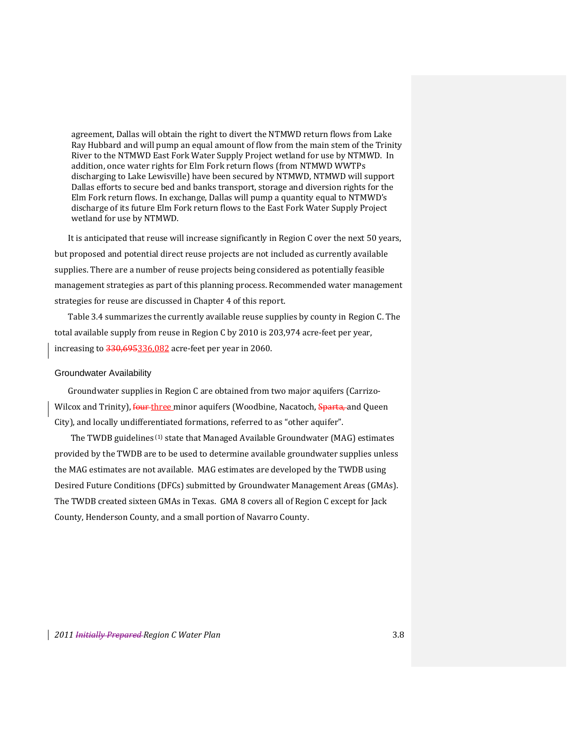agreement, Dallas will obtain the right to divert the NTMWD return flows from Lake Ray Hubbard and will pump an equal amount of flow from the main stem of the Trinity River to the NTMWD East Fork Water Supply Project wetland for use by NTMWD. In addition, once water rights for Elm Fork return flows (from NTMWD WWTPs discharging to Lake Lewisville) have been secured by NTMWD, NTMWD will support Dallas efforts to secure bed and banks transport, storage and diversion rights for the Elm Fork return flows. In exchange, Dallas will pump a quantity equal to NTMWD's discharge of its future Elm Fork return flows to the East Fork Water Supply Project wetland for use by NTMWD.

It is anticipated that reuse will increase significantly in Region C over the next 50 years, but proposed and potential direct reuse projects are not included as currently available supplies. There are a number of reuse projects being considered as potentially feasible management strategies as part of this planning process. Recommended water management strategies for reuse are discussed in Chapter 4 of this report.

Table 3.4 summarizes the currently available reuse supplies by county in Region C. The total available supply from reuse in Region C by 2010 is 203,974 acre-feet per year, increasing to ~~330,695~~336,082 acre-feet per year in 2060.

## Groundwater Availability

Groundwater supplies in Region C are obtained from two major aquifers (Carrizo-Wilcox and Trinity), ~~four~~ three minor aquifers (Woodbine, Nacatoch, ~~Sparta,~~ and Queen City), and locally undifferentiated formations, referred to as "other aquifer".

The TWDB guidelines (1) state that Managed Available Groundwater (MAG) estimates provided by the TWDB are to be used to determine available groundwater supplies unless the MAG estimates are not available. MAG estimates are developed by the TWDB using Desired Future Conditions (DFCs) submitted by Groundwater Management Areas (GMAs). The TWDB created sixteen GMAs in Texas. GMA 8 covers all of Region C except for Jack County, Henderson County, and a small portion of Navarro County.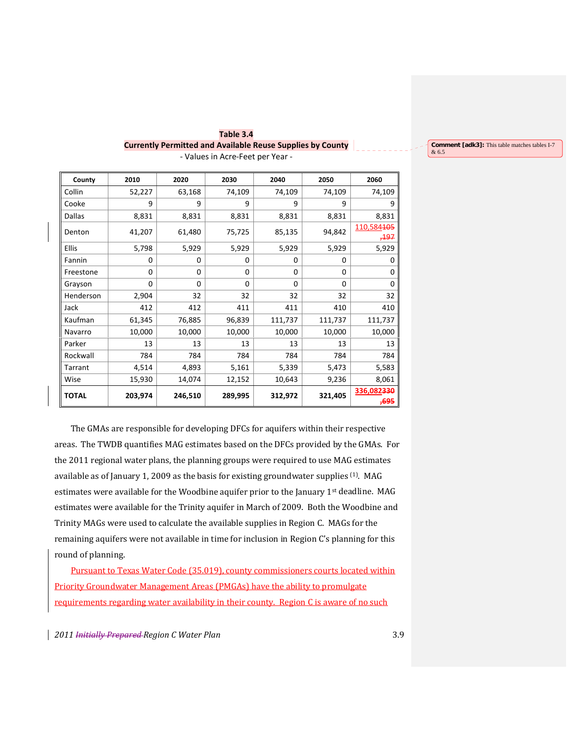**Table 3.4**
**Currently Permitted and Available Reuse Supplies by County**
- Values in Acre-Feet per Year -

Comment [adk3]: This table matches tables I-7 & 6.5

| County | 2010 | 2020 | 2030 | 2040 | 2050 | 2060 |
|---|---|---|---|---|---|---|
| Collin | 52,227 | 63,168 | 74,109 | 74,109 | 74,109 | 74,109 |
| Cooke | 9 | 9 | 9 | 9 | 9 | 9 |
| Dallas | 8,831 | 8,831 | 8,831 | 8,831 | 8,831 | 8,831 |
| Denton | 41,207 | 61,480 | 75,725 | 85,135 | 94,842 | 110,584 ~~105,197~~ |
| Ellis | 5,798 | 5,929 | 5,929 | 5,929 | 5,929 | 5,929 |
| Fannin | 0 | 0 | 0 | 0 | 0 | 0 |
| Freestone | 0 | 0 | 0 | 0 | 0 | 0 |
| Grayson | 0 | 0 | 0 | 0 | 0 | 0 |
| Henderson | 2,904 | 32 | 32 | 32 | 32 | 32 |
| Jack | 412 | 412 | 411 | 411 | 410 | 410 |
| Kaufman | 61,345 | 76,885 | 96,839 | 111,737 | 111,737 | 111,737 |
| Navarro | 10,000 | 10,000 | 10,000 | 10,000 | 10,000 | 10,000 |
| Parker | 13 | 13 | 13 | 13 | 13 | 13 |
| Rockwall | 784 | 784 | 784 | 784 | 784 | 784 |
| Tarrant | 4,514 | 4,893 | 5,161 | 5,339 | 5,473 | 5,583 |
| Wise | 15,930 | 14,074 | 12,152 | 10,643 | 9,236 | 8,061 |
| **TOTAL** | **203,974** | **246,510** | **289,995** | **312,972** | **321,405** | **336,082** ~~**330,695**~~ |

The GMAs are responsible for developing DFCs for aquifers within their respective areas. The TWDB quantifies MAG estimates based on the DFCs provided by the GMAs. For the 2011 regional water plans, the planning groups were required to use MAG estimates available as of January 1, 2009 as the basis for existing groundwater supplies [(1)]. MAG estimates were available for the Woodbine aquifer prior to the January 1st deadline. MAG estimates were available for the Trinity aquifer in March of 2009. Both the Woodbine and Trinity MAGs were used to calculate the available supplies in Region C. MAGs for the remaining aquifers were not available in time for inclusion in Region C's planning for this round of planning.

Pursuant to Texas Water Code (35.019), county commissioners courts located within Priority Groundwater Management Areas (PMGAs) have the ability to promulgate requirements regarding water availability in their county. Region C is aware of no such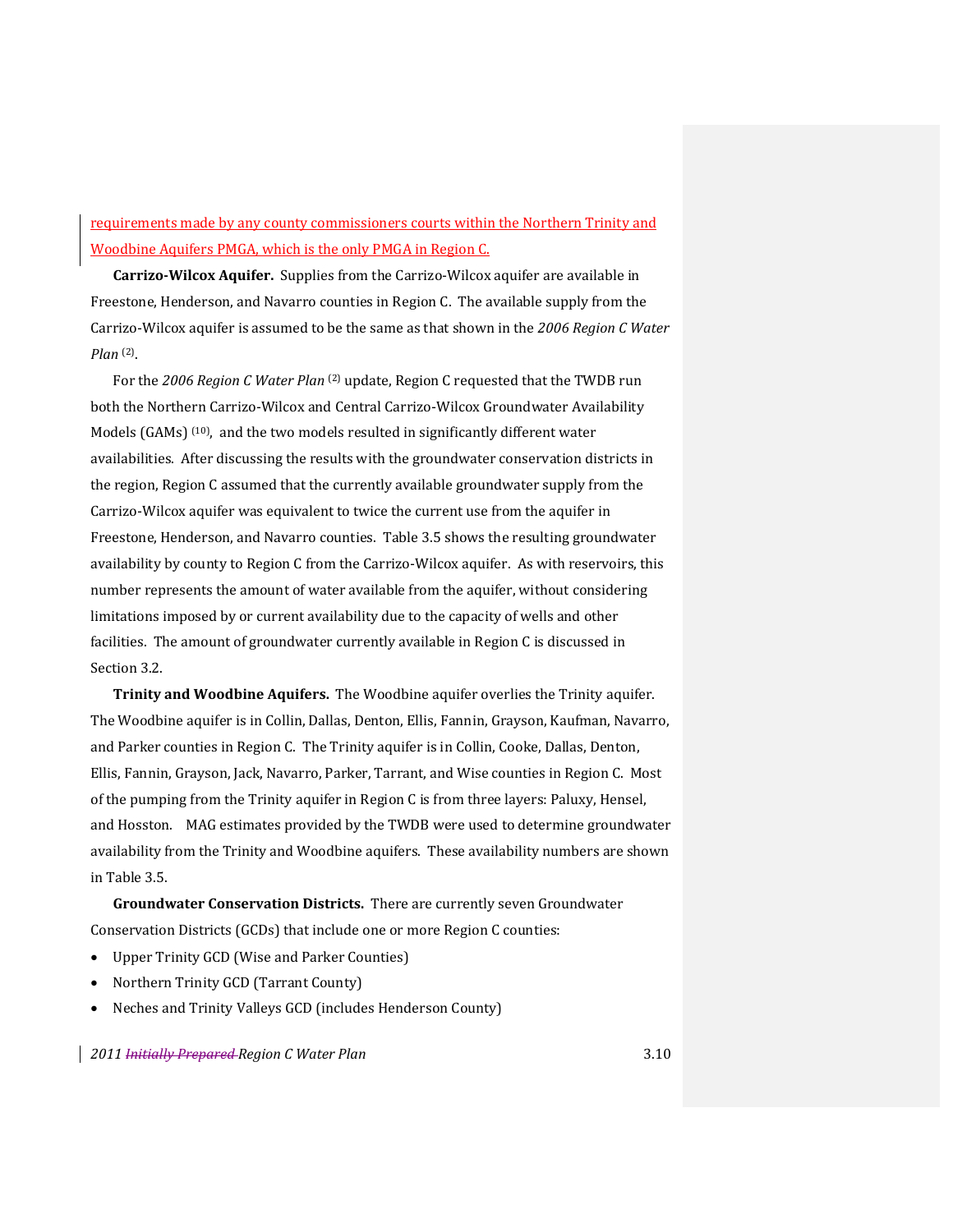requirements made by any county commissioners courts within the Northern Trinity and Woodbine Aquifers PMGA, which is the only PMGA in Region C.

**Carrizo-Wilcox Aquifer.** Supplies from the Carrizo-Wilcox aquifer are available in Freestone, Henderson, and Navarro counties in Region C. The available supply from the Carrizo-Wilcox aquifer is assumed to be the same as that shown in the *2006 Region C Water Plan* [2].

For the *2006 Region C Water Plan* [2] update, Region C requested that the TWDB run both the Northern Carrizo-Wilcox and Central Carrizo-Wilcox Groundwater Availability Models (GAMs) [10], and the two models resulted in significantly different water availabilities. After discussing the results with the groundwater conservation districts in the region, Region C assumed that the currently available groundwater supply from the Carrizo-Wilcox aquifer was equivalent to twice the current use from the aquifer in Freestone, Henderson, and Navarro counties. Table 3.5 shows the resulting groundwater availability by county to Region C from the Carrizo-Wilcox aquifer. As with reservoirs, this number represents the amount of water available from the aquifer, without considering limitations imposed by or current availability due to the capacity of wells and other facilities. The amount of groundwater currently available in Region C is discussed in Section 3.2.

**Trinity and Woodbine Aquifers.** The Woodbine aquifer overlies the Trinity aquifer. The Woodbine aquifer is in Collin, Dallas, Denton, Ellis, Fannin, Grayson, Kaufman, Navarro, and Parker counties in Region C. The Trinity aquifer is in Collin, Cooke, Dallas, Denton, Ellis, Fannin, Grayson, Jack, Navarro, Parker, Tarrant, and Wise counties in Region C. Most of the pumping from the Trinity aquifer in Region C is from three layers: Paluxy, Hensel, and Hosston. MAG estimates provided by the TWDB were used to determine groundwater availability from the Trinity and Woodbine aquifers. These availability numbers are shown in Table 3.5.

**Groundwater Conservation Districts.** There are currently seven Groundwater Conservation Districts (GCDs) that include one or more Region C counties:

- Upper Trinity GCD (Wise and Parker Counties)
- Northern Trinity GCD (Tarrant County)
- Neches and Trinity Valleys GCD (includes Henderson County)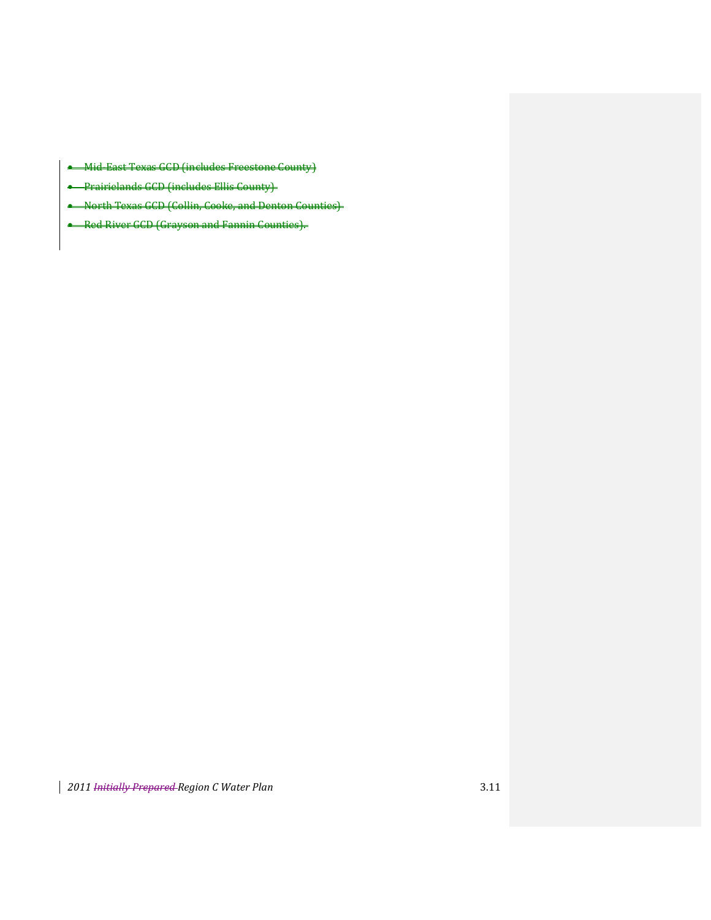- ~~Mid-East Texas GCD (includes Freestone County)~~
- ~~Prairielands GCD (includes Ellis County)~~
- ~~North Texas GCD (Collin, Cooke, and Denton Counties)~~
- ~~Red River GCD (Grayson and Fannin Counties).~~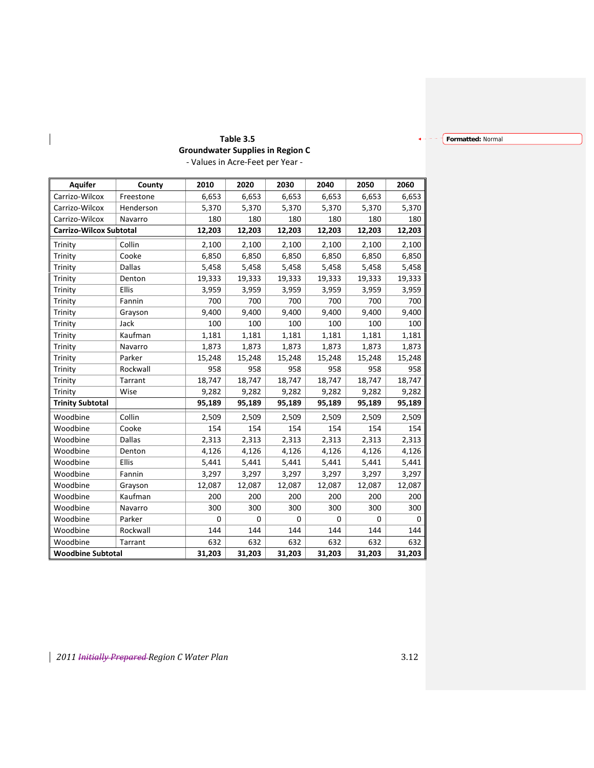**Table 3.5**
**Groundwater Supplies in Region C**
- Values in Acre-Feet per Year -

| Aquifer | County | 2010 | 2020 | 2030 | 2040 | 2050 | 2060 |
|---|---|---|---|---|---|---|---|
| Carrizo-Wilcox | Freestone | 6,653 | 6,653 | 6,653 | 6,653 | 6,653 | 6,653 |
| Carrizo-Wilcox | Henderson | 5,370 | 5,370 | 5,370 | 5,370 | 5,370 | 5,370 |
| Carrizo-Wilcox | Navarro | 180 | 180 | 180 | 180 | 180 | 180 |
| **Carrizo-Wilcox Subtotal** | | **12,203** | **12,203** | **12,203** | **12,203** | **12,203** | **12,203** |
| Trinity | Collin | 2,100 | 2,100 | 2,100 | 2,100 | 2,100 | 2,100 |
| Trinity | Cooke | 6,850 | 6,850 | 6,850 | 6,850 | 6,850 | 6,850 |
| Trinity | Dallas | 5,458 | 5,458 | 5,458 | 5,458 | 5,458 | 5,458 |
| Trinity | Denton | 19,333 | 19,333 | 19,333 | 19,333 | 19,333 | 19,333 |
| Trinity | Ellis | 3,959 | 3,959 | 3,959 | 3,959 | 3,959 | 3,959 |
| Trinity | Fannin | 700 | 700 | 700 | 700 | 700 | 700 |
| Trinity | Grayson | 9,400 | 9,400 | 9,400 | 9,400 | 9,400 | 9,400 |
| Trinity | Jack | 100 | 100 | 100 | 100 | 100 | 100 |
| Trinity | Kaufman | 1,181 | 1,181 | 1,181 | 1,181 | 1,181 | 1,181 |
| Trinity | Navarro | 1,873 | 1,873 | 1,873 | 1,873 | 1,873 | 1,873 |
| Trinity | Parker | 15,248 | 15,248 | 15,248 | 15,248 | 15,248 | 15,248 |
| Trinity | Rockwall | 958 | 958 | 958 | 958 | 958 | 958 |
| Trinity | Tarrant | 18,747 | 18,747 | 18,747 | 18,747 | 18,747 | 18,747 |
| Trinity | Wise | 9,282 | 9,282 | 9,282 | 9,282 | 9,282 | 9,282 |
| **Trinity Subtotal** | | **95,189** | **95,189** | **95,189** | **95,189** | **95,189** | **95,189** |
| Woodbine | Collin | 2,509 | 2,509 | 2,509 | 2,509 | 2,509 | 2,509 |
| Woodbine | Cooke | 154 | 154 | 154 | 154 | 154 | 154 |
| Woodbine | Dallas | 2,313 | 2,313 | 2,313 | 2,313 | 2,313 | 2,313 |
| Woodbine | Denton | 4,126 | 4,126 | 4,126 | 4,126 | 4,126 | 4,126 |
| Woodbine | Ellis | 5,441 | 5,441 | 5,441 | 5,441 | 5,441 | 5,441 |
| Woodbine | Fannin | 3,297 | 3,297 | 3,297 | 3,297 | 3,297 | 3,297 |
| Woodbine | Grayson | 12,087 | 12,087 | 12,087 | 12,087 | 12,087 | 12,087 |
| Woodbine | Kaufman | 200 | 200 | 200 | 200 | 200 | 200 |
| Woodbine | Navarro | 300 | 300 | 300 | 300 | 300 | 300 |
| Woodbine | Parker | 0 | 0 | 0 | 0 | 0 | 0 |
| Woodbine | Rockwall | 144 | 144 | 144 | 144 | 144 | 144 |
| Woodbine | Tarrant | 632 | 632 | 632 | 632 | 632 | 632 |
| **Woodbine Subtotal** | | **31,203** | **31,203** | **31,203** | **31,203** | **31,203** | **31,203** |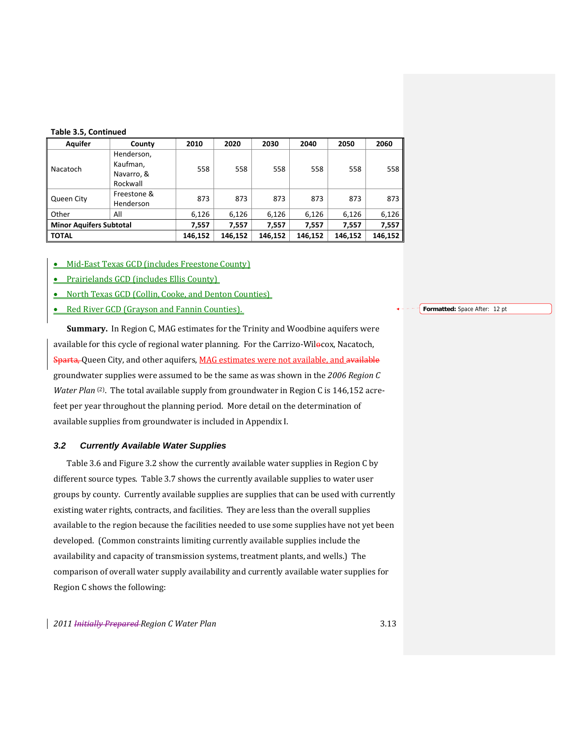**Table 3.5, Continued**

| Aquifer | County | 2010 | 2020 | 2030 | 2040 | 2050 | 2060 |
|---|---|---|---|---|---|---|---|
| Nacatoch | Henderson, Kaufman, Navarro, & Rockwall | 558 | 558 | 558 | 558 | 558 | 558 |
| Queen City | Freestone & Henderson | 873 | 873 | 873 | 873 | 873 | 873 |
| Other | All | 6,126 | 6,126 | 6,126 | 6,126 | 6,126 | 6,126 |
| **Minor Aquifers Subtotal** | | **7,557** | **7,557** | **7,557** | **7,557** | **7,557** | **7,557** |
| **TOTAL** | | **146,152** | **146,152** | **146,152** | **146,152** | **146,152** | **146,152** |

- Mid-East Texas GCD (includes Freestone County)
- Prairielands GCD (includes Ellis County)
- North Texas GCD (Collin, Cooke, and Denton Counties)
- Red River GCD (Grayson and Fannin Counties).

**Summary.** In Region C, MAG estimates for the Trinity and Woodbine aquifers were available for this cycle of regional water planning. For the Carrizo-Wil~~e~~cox, Nacatoch, ~~Sparta,~~ Queen City, and other aquifers, MAG estimates were not available, and ~~available~~ groundwater supplies were assumed to be the same as was shown in the *2006 Region C Water Plan* (2). The total available supply from groundwater in Region C is 146,152 acre-feet per year throughout the planning period. More detail on the determination of available supplies from groundwater is included in Appendix I.

### *3.2 Currently Available Water Supplies*

Table 3.6 and Figure 3.2 show the currently available water supplies in Region C by different source types. Table 3.7 shows the currently available supplies to water user groups by county. Currently available supplies are supplies that can be used with currently existing water rights, contracts, and facilities. They are less than the overall supplies available to the region because the facilities needed to use some supplies have not yet been developed. (Common constraints limiting currently available supplies include the availability and capacity of transmission systems, treatment plants, and wells.) The comparison of overall water supply availability and currently available water supplies for Region C shows the following: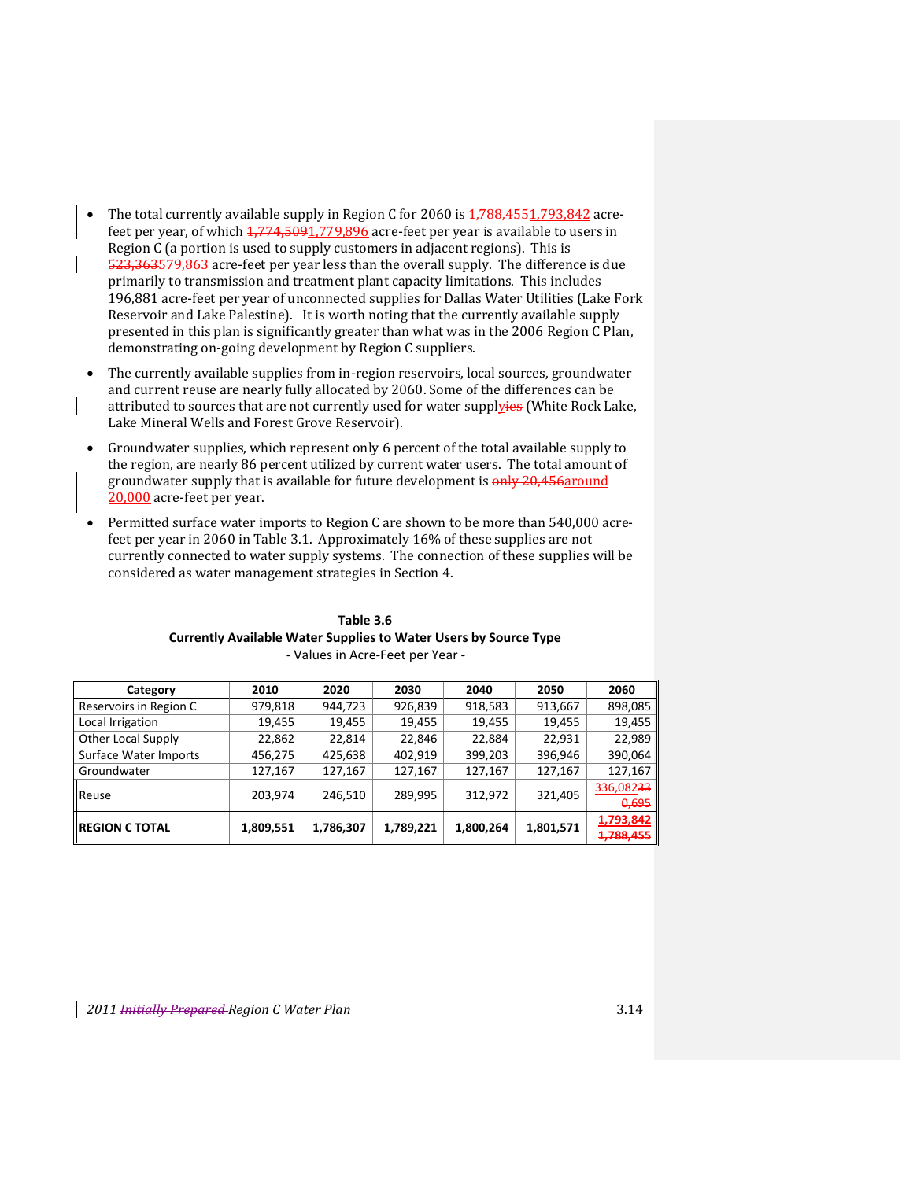- The total currently available supply in Region C for 2060 is ~~1,788,455~~1,793,842 acre-feet per year, of which ~~1,774,509~~1,779,896 acre-feet per year is available to users in Region C (a portion is used to supply customers in adjacent regions). This is ~~523,363~~579,863 acre-feet per year less than the overall supply. The difference is due primarily to transmission and treatment plant capacity limitations. This includes 196,881 acre-feet per year of unconnected supplies for Dallas Water Utilities (Lake Fork Reservoir and Lake Palestine). It is worth noting that the currently available supply presented in this plan is significantly greater than what was in the 2006 Region C Plan, demonstrating on-going development by Region C suppliers.

- The currently available supplies from in-region reservoirs, local sources, groundwater and current reuse are nearly fully allocated by 2060. Some of the differences can be attributed to sources that are not currently used for water suppl~~ies~~y (White Rock Lake, Lake Mineral Wells and Forest Grove Reservoir).

- Groundwater supplies, which represent only 6 percent of the total available supply to the region, are nearly 86 percent utilized by current water users. The total amount of groundwater supply that is available for future development is ~~only 20,456~~around 20,000 acre-feet per year.

- Permitted surface water imports to Region C are shown to be more than 540,000 acre-feet per year in 2060 in Table 3.1. Approximately 16% of these supplies are not currently connected to water supply systems. The connection of these supplies will be considered as water management strategies in Section 4.

**Table 3.6**
**Currently Available Water Supplies to Water Users by Source Type**
\- Values in Acre-Feet per Year -

| Category | 2010 | 2020 | 2030 | 2040 | 2050 | 2060 |
|---|---|---|---|---|---|---|
| Reservoirs in Region C | 979,818 | 944,723 | 926,839 | 918,583 | 913,667 | 898,085 |
| Local Irrigation | 19,455 | 19,455 | 19,455 | 19,455 | 19,455 | 19,455 |
| Other Local Supply | 22,862 | 22,814 | 22,846 | 22,884 | 22,931 | 22,989 |
| Surface Water Imports | 456,275 | 425,638 | 402,919 | 399,203 | 396,946 | 390,064 |
| Groundwater | 127,167 | 127,167 | 127,167 | 127,167 | 127,167 | 127,167 |
| Reuse | 203,974 | 246,510 | 289,995 | 312,972 | 321,405 | 336,082~~330,695~~ |
| **REGION C TOTAL** | **1,809,551** | **1,786,307** | **1,789,221** | **1,800,264** | **1,801,571** | **1,793,842** ~~**1,788,455**~~ |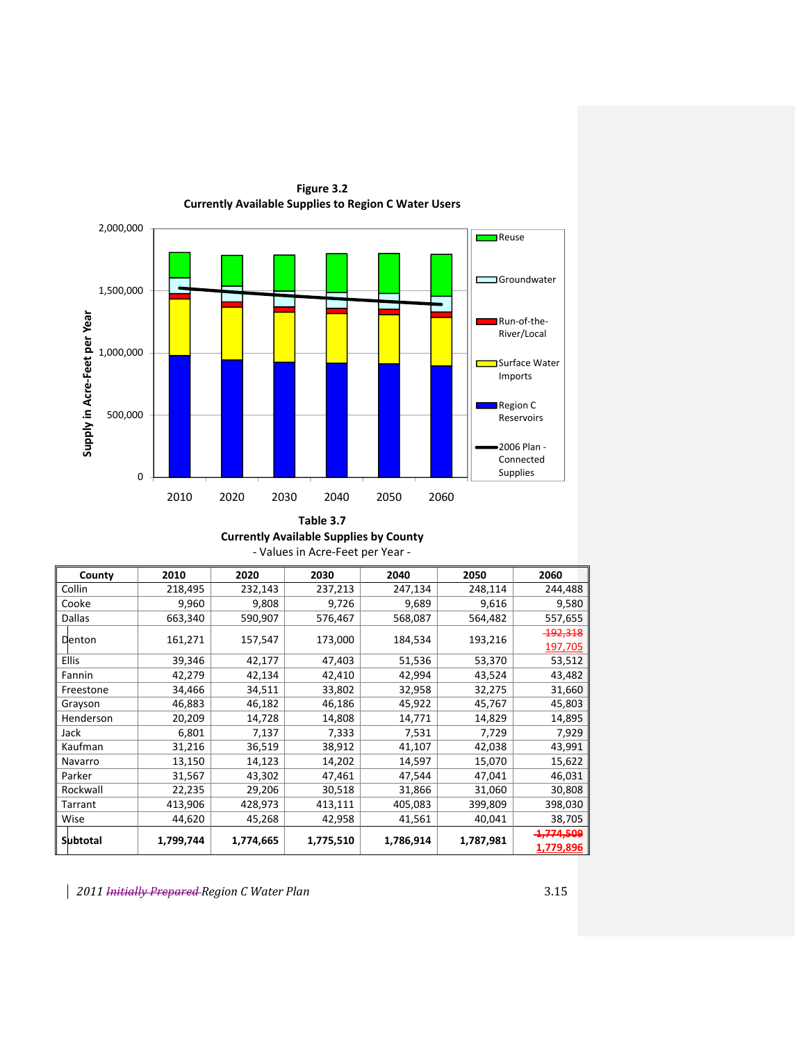**Figure 3.2**
**Currently Available Supplies to Region C Water Users**

**Table 3.7**
**Currently Available Supplies by County**
- Values in Acre-Feet per Year -

| County | 2010 | 2020 | 2030 | 2040 | 2050 | 2060 |
|---|---|---|---|---|---|---|
| Collin | 218,495 | 232,143 | 237,213 | 247,134 | 248,114 | 244,488 |
| Cooke | 9,960 | 9,808 | 9,726 | 9,689 | 9,616 | 9,580 |
| Dallas | 663,340 | 590,907 | 576,467 | 568,087 | 564,482 | 557,655 |
| Denton | 161,271 | 157,547 | 173,000 | 184,534 | 193,216 | ~~192,318~~ 197,705 |
| Ellis | 39,346 | 42,177 | 47,403 | 51,536 | 53,370 | 53,512 |
| Fannin | 42,279 | 42,134 | 42,410 | 42,994 | 43,524 | 43,482 |
| Freestone | 34,466 | 34,511 | 33,802 | 32,958 | 32,275 | 31,660 |
| Grayson | 46,883 | 46,182 | 46,186 | 45,922 | 45,767 | 45,803 |
| Henderson | 20,209 | 14,728 | 14,808 | 14,771 | 14,829 | 14,895 |
| Jack | 6,801 | 7,137 | 7,333 | 7,531 | 7,729 | 7,929 |
| Kaufman | 31,216 | 36,519 | 38,912 | 41,107 | 42,038 | 43,991 |
| Navarro | 13,150 | 14,123 | 14,202 | 14,597 | 15,070 | 15,622 |
| Parker | 31,567 | 43,302 | 47,461 | 47,544 | 47,041 | 46,031 |
| Rockwall | 22,235 | 29,206 | 30,518 | 31,866 | 31,060 | 30,808 |
| Tarrant | 413,906 | 428,973 | 413,111 | 405,083 | 399,809 | 398,030 |
| Wise | 44,620 | 45,268 | 42,958 | 41,561 | 40,041 | 38,705 |
| **Subtotal** | **1,799,744** | **1,774,665** | **1,775,510** | **1,786,914** | **1,787,981** | ~~**1,774,509**~~ **1,779,896** |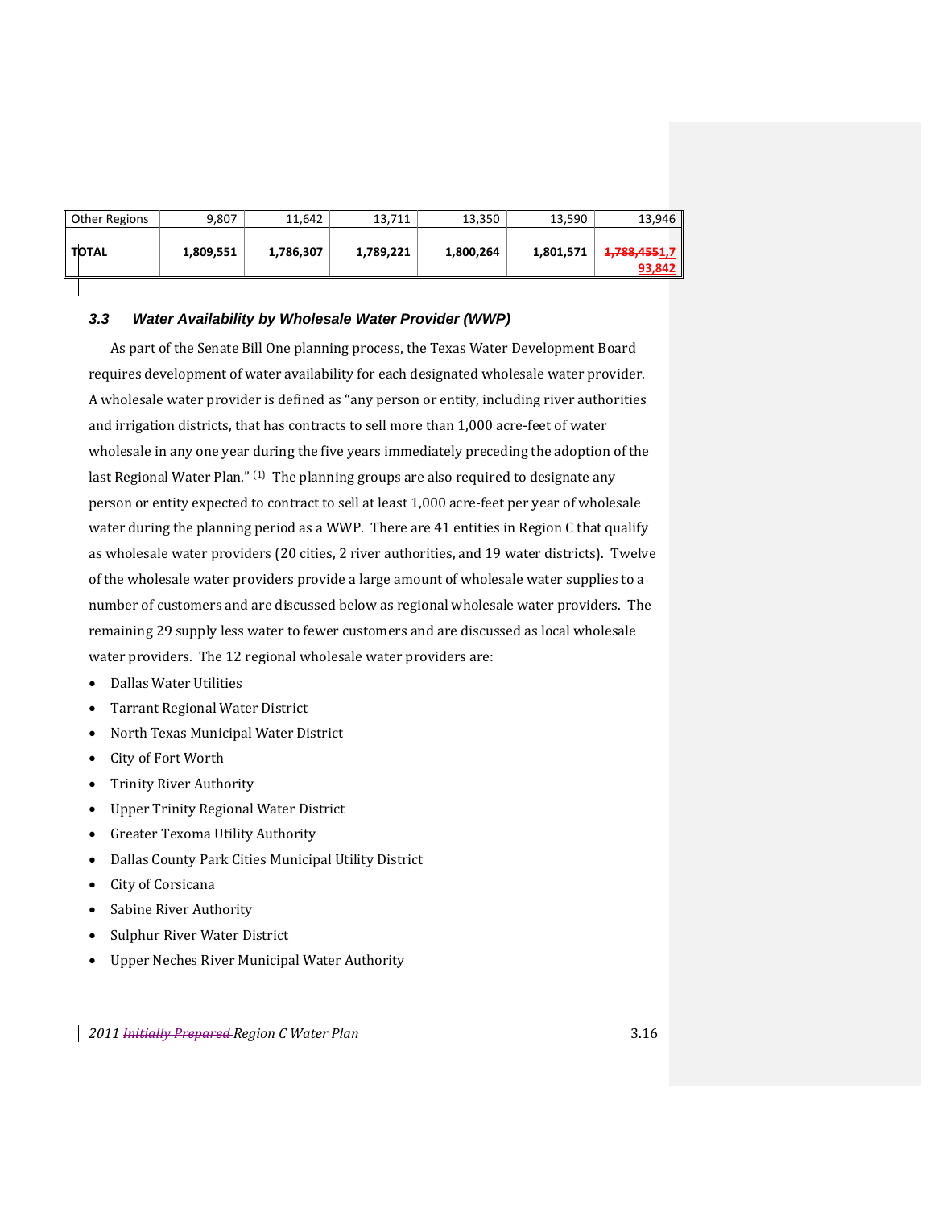| Other Regions | 9,807 | 11,642 | 13,711 | 13,350 | 13,590 | 13,946 |
|---|---|---|---|---|---|---|
| **TOTAL** | **1,809,551** | **1,786,307** | **1,789,221** | **1,800,264** | **1,801,571** | ~~**1,788,455**~~**1,793,842** |

### *3.3 Water Availability by Wholesale Water Provider (WWP)*

As part of the Senate Bill One planning process, the Texas Water Development Board requires development of water availability for each designated wholesale water provider. A wholesale water provider is defined as "any person or entity, including river authorities and irrigation districts, that has contracts to sell more than 1,000 acre-feet of water wholesale in any one year during the five years immediately preceding the adoption of the last Regional Water Plan." (1) The planning groups are also required to designate any person or entity expected to contract to sell at least 1,000 acre-feet per year of wholesale water during the planning period as a WWP. There are 41 entities in Region C that qualify as wholesale water providers (20 cities, 2 river authorities, and 19 water districts). Twelve of the wholesale water providers provide a large amount of wholesale water supplies to a number of customers and are discussed below as regional wholesale water providers. The remaining 29 supply less water to fewer customers and are discussed as local wholesale water providers. The 12 regional wholesale water providers are:

- Dallas Water Utilities
- Tarrant Regional Water District
- North Texas Municipal Water District
- City of Fort Worth
- Trinity River Authority
- Upper Trinity Regional Water District
- Greater Texoma Utility Authority
- Dallas County Park Cities Municipal Utility District
- City of Corsicana
- Sabine River Authority
- Sulphur River Water District
- Upper Neches River Municipal Water Authority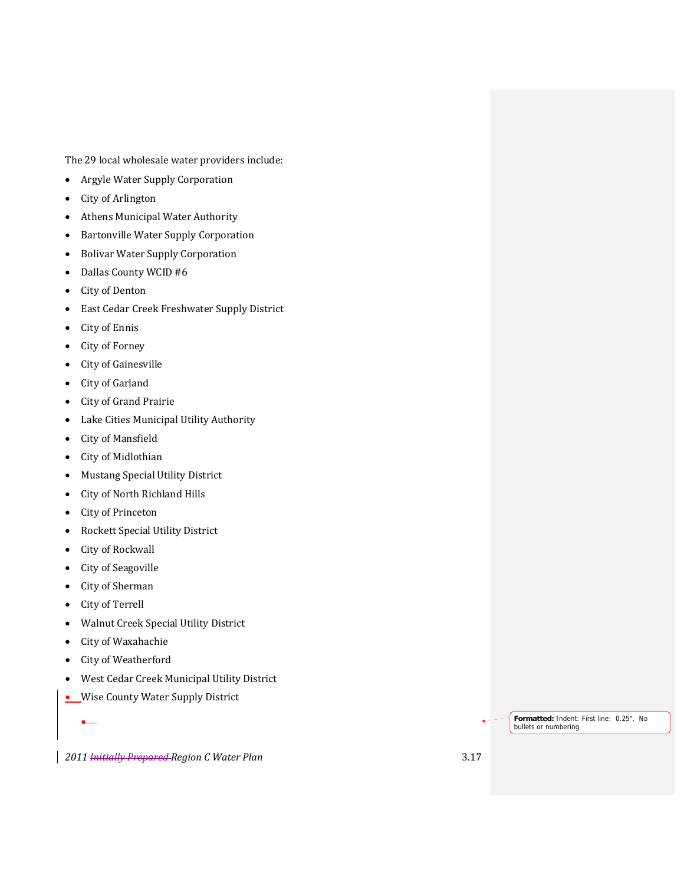The 29 local wholesale water providers include:

- Argyle Water Supply Corporation
- City of Arlington
- Athens Municipal Water Authority
- Bartonville Water Supply Corporation
- Bolivar Water Supply Corporation
- Dallas County WCID #6
- City of Denton
- East Cedar Creek Freshwater Supply District
- City of Ennis
- City of Forney
- City of Gainesville
- City of Garland
- City of Grand Prairie
- Lake Cities Municipal Utility Authority
- City of Mansfield
- City of Midlothian
- Mustang Special Utility District
- City of North Richland Hills
- City of Princeton
- Rockett Special Utility District
- City of Rockwall
- City of Seagoville
- City of Sherman
- City of Terrell
- Walnut Creek Special Utility District
- City of Waxahachie
- City of Weatherford
- West Cedar Creek Municipal Utility District
- Wise County Water Supply District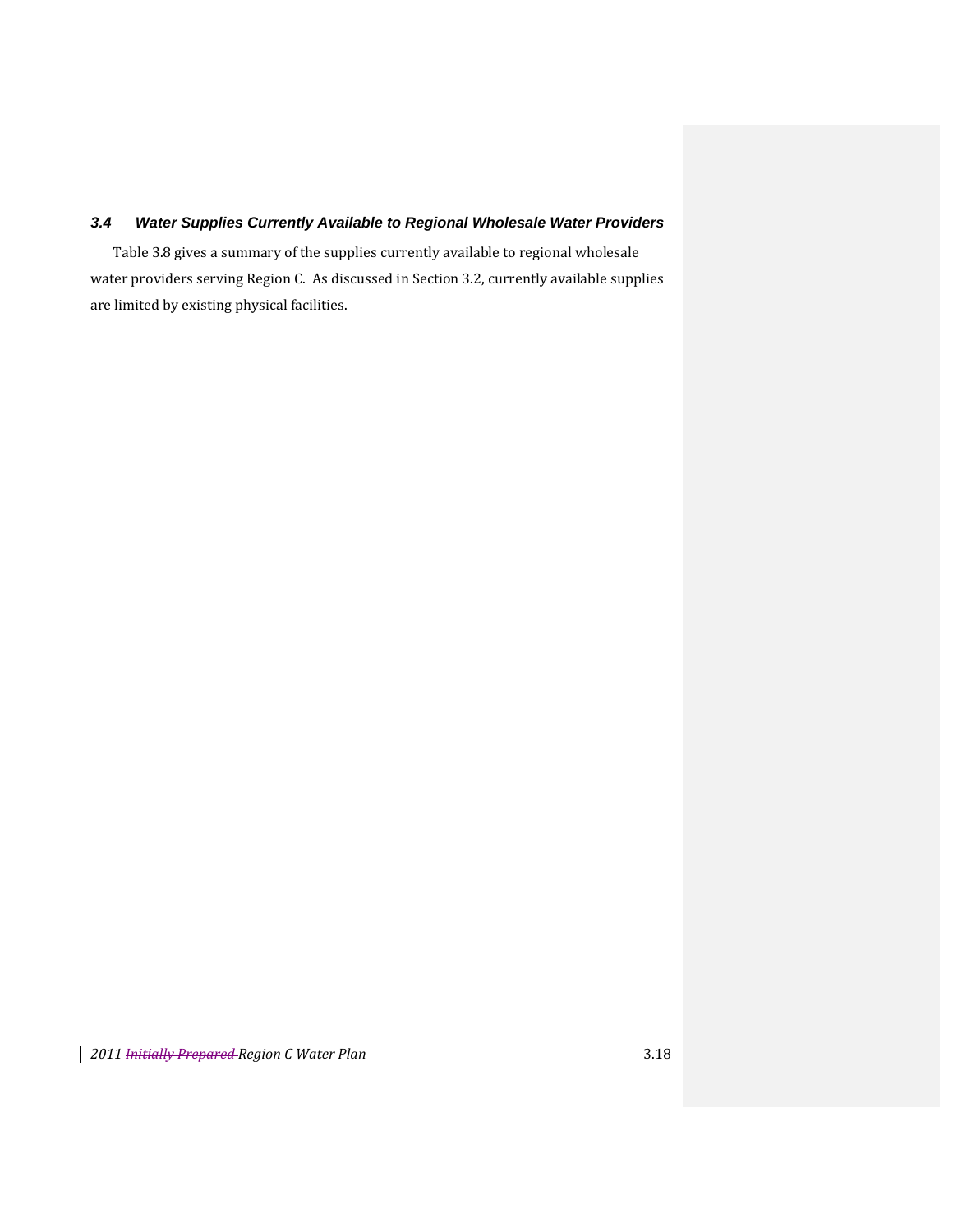### 3.4 Water Supplies Currently Available to Regional Wholesale Water Providers

Table 3.8 gives a summary of the supplies currently available to regional wholesale water providers serving Region C. As discussed in Section 3.2, currently available supplies are limited by existing physical facilities.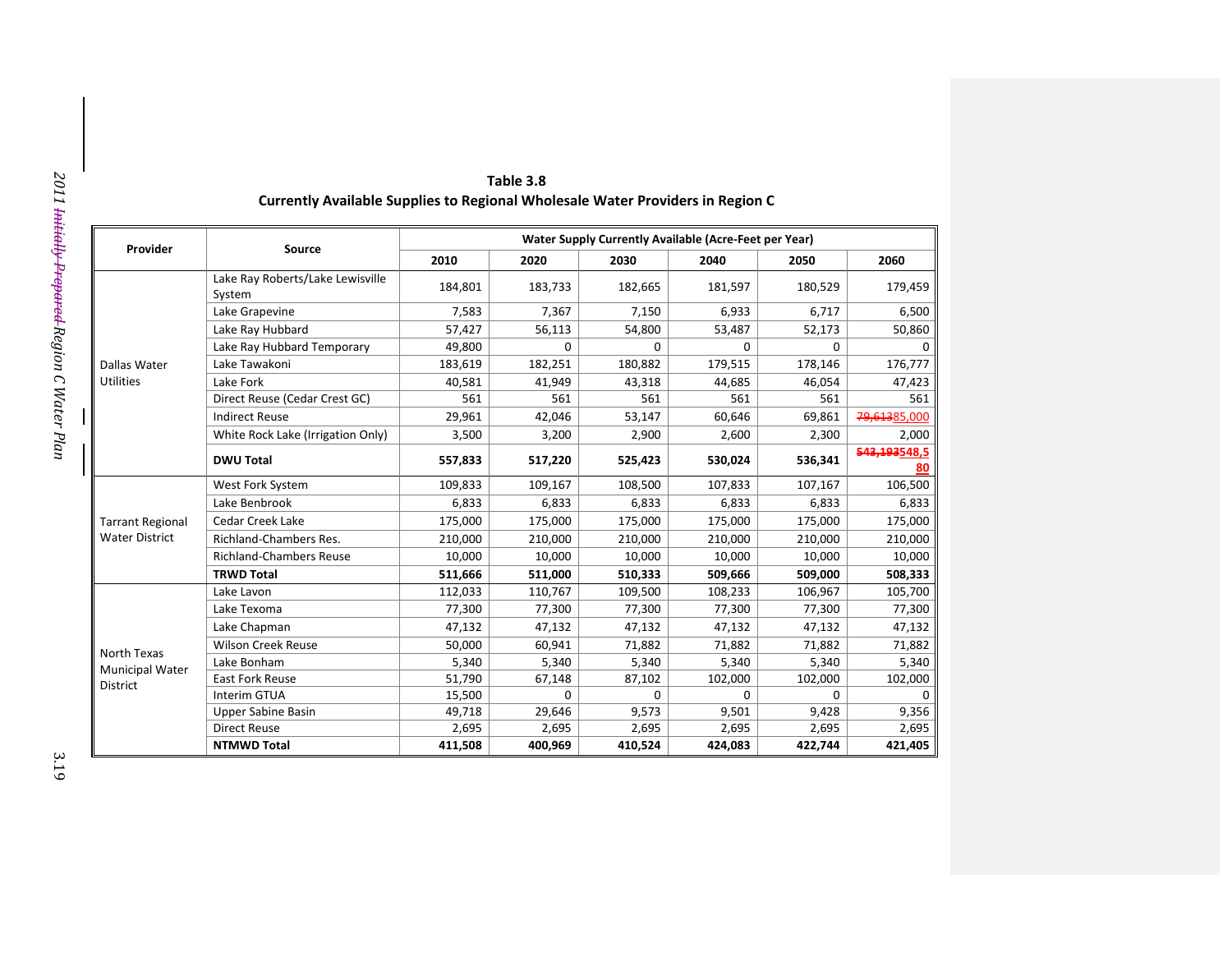**Table 3.8**
**Currently Available Supplies to Regional Wholesale Water Providers in Region C**

| Provider | Source | Water Supply Currently Available (Acre-Feet per Year) | | | | | |
|---|---|---|---|---|---|---|---|
| | | 2010 | 2020 | 2030 | 2040 | 2050 | 2060 |
| Dallas Water Utilities | Lake Ray Roberts/Lake Lewisville System | 184,801 | 183,733 | 182,665 | 181,597 | 180,529 | 179,459 |
| | Lake Grapevine | 7,583 | 7,367 | 7,150 | 6,933 | 6,717 | 6,500 |
| | Lake Ray Hubbard | 57,427 | 56,113 | 54,800 | 53,487 | 52,173 | 50,860 |
| | Lake Ray Hubbard Temporary | 49,800 | 0 | 0 | 0 | 0 | 0 |
| | Lake Tawakoni | 183,619 | 182,251 | 180,882 | 179,515 | 178,146 | 176,777 |
| | Lake Fork | 40,581 | 41,949 | 43,318 | 44,685 | 46,054 | 47,423 |
| | Direct Reuse (Cedar Crest GC) | 561 | 561 | 561 | 561 | 561 | 561 |
| | Indirect Reuse | 29,961 | 42,046 | 53,147 | 60,646 | 69,861 | ~~79,613~~85,000 |
| | White Rock Lake (Irrigation Only) | 3,500 | 3,200 | 2,900 | 2,600 | 2,300 | 2,000 |
| | **DWU Total** | **557,833** | **517,220** | **525,423** | **530,024** | **536,341** | **~~543,193~~548,580** |
| Tarrant Regional Water District | West Fork System | 109,833 | 109,167 | 108,500 | 107,833 | 107,167 | 106,500 |
| | Lake Benbrook | 6,833 | 6,833 | 6,833 | 6,833 | 6,833 | 6,833 |
| | Cedar Creek Lake | 175,000 | 175,000 | 175,000 | 175,000 | 175,000 | 175,000 |
| | Richland-Chambers Res. | 210,000 | 210,000 | 210,000 | 210,000 | 210,000 | 210,000 |
| | Richland-Chambers Reuse | 10,000 | 10,000 | 10,000 | 10,000 | 10,000 | 10,000 |
| | **TRWD Total** | **511,666** | **511,000** | **510,333** | **509,666** | **509,000** | **508,333** |
| North Texas Municipal Water District | Lake Lavon | 112,033 | 110,767 | 109,500 | 108,233 | 106,967 | 105,700 |
| | Lake Texoma | 77,300 | 77,300 | 77,300 | 77,300 | 77,300 | 77,300 |
| | Lake Chapman | 47,132 | 47,132 | 47,132 | 47,132 | 47,132 | 47,132 |
| | Wilson Creek Reuse | 50,000 | 60,941 | 71,882 | 71,882 | 71,882 | 71,882 |
| | Lake Bonham | 5,340 | 5,340 | 5,340 | 5,340 | 5,340 | 5,340 |
| | East Fork Reuse | 51,790 | 67,148 | 87,102 | 102,000 | 102,000 | 102,000 |
| | Interim GTUA | 15,500 | 0 | 0 | 0 | 0 | 0 |
| | Upper Sabine Basin | 49,718 | 29,646 | 9,573 | 9,501 | 9,428 | 9,356 |
| | Direct Reuse | 2,695 | 2,695 | 2,695 | 2,695 | 2,695 | 2,695 |
| | **NTMWD Total** | **411,508** | **400,969** | **410,524** | **424,083** | **422,744** | **421,405** |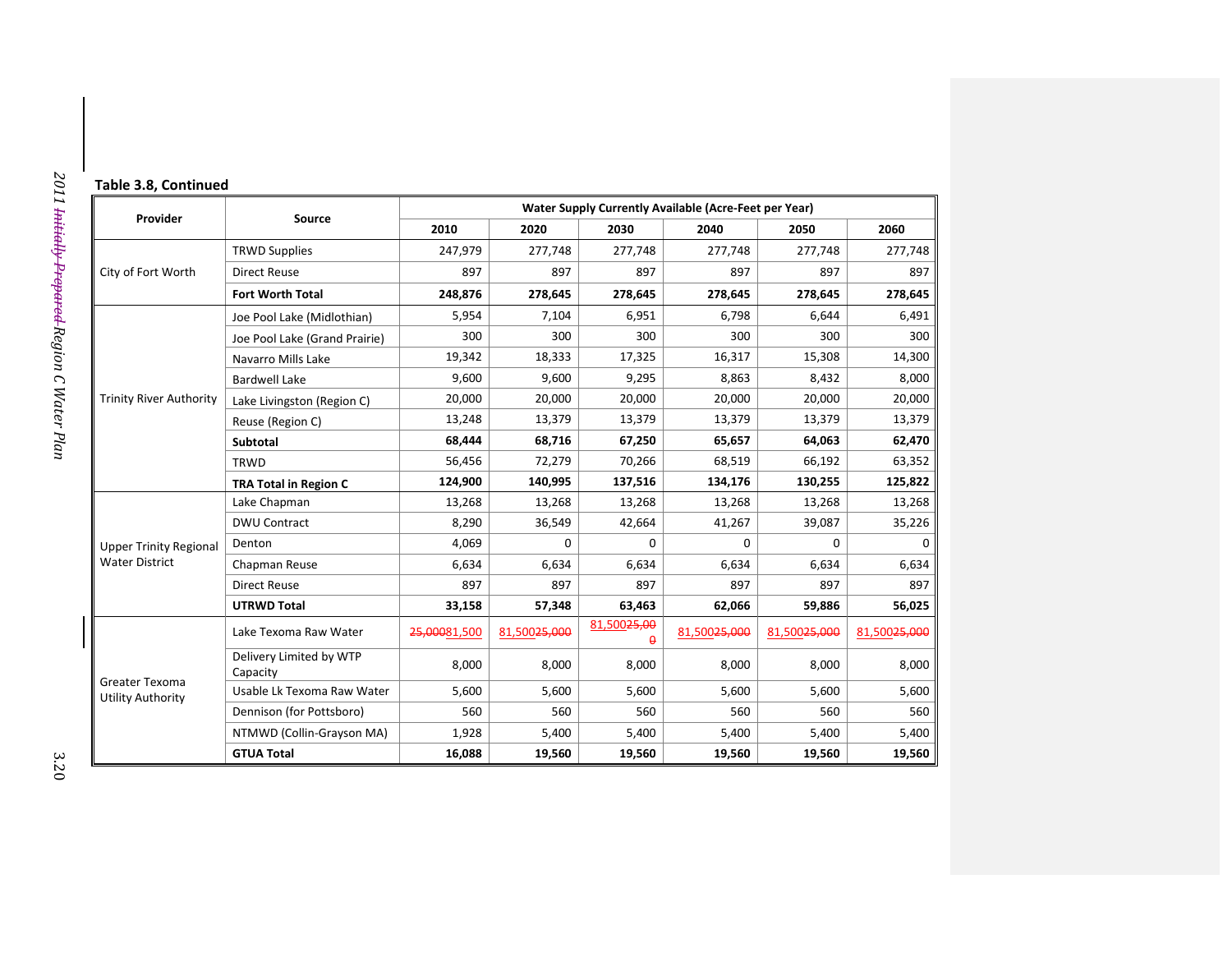**Table 3.8, Continued**

| Provider | Source | Water Supply Currently Available (Acre-Feet per Year) | | | | | |
|---|---|---|---|---|---|---|---|
| | | 2010 | 2020 | 2030 | 2040 | 2050 | 2060 |
| City of Fort Worth | TRWD Supplies | 247,979 | 277,748 | 277,748 | 277,748 | 277,748 | 277,748 |
| | Direct Reuse | 897 | 897 | 897 | 897 | 897 | 897 |
| | **Fort Worth Total** | **248,876** | **278,645** | **278,645** | **278,645** | **278,645** | **278,645** |
| Trinity River Authority | Joe Pool Lake (Midlothian) | 5,954 | 7,104 | 6,951 | 6,798 | 6,644 | 6,491 |
| | Joe Pool Lake (Grand Prairie) | 300 | 300 | 300 | 300 | 300 | 300 |
| | Navarro Mills Lake | 19,342 | 18,333 | 17,325 | 16,317 | 15,308 | 14,300 |
| | Bardwell Lake | 9,600 | 9,600 | 9,295 | 8,863 | 8,432 | 8,000 |
| | Lake Livingston (Region C) | 20,000 | 20,000 | 20,000 | 20,000 | 20,000 | 20,000 |
| | Reuse (Region C) | 13,248 | 13,379 | 13,379 | 13,379 | 13,379 | 13,379 |
| | **Subtotal** | **68,444** | **68,716** | **67,250** | **65,657** | **64,063** | **62,470** |
| | TRWD | 56,456 | 72,279 | 70,266 | 68,519 | 66,192 | 63,352 |
| | **TRA Total in Region C** | **124,900** | **140,995** | **137,516** | **134,176** | **130,255** | **125,822** |
| Upper Trinity Regional Water District | Lake Chapman | 13,268 | 13,268 | 13,268 | 13,268 | 13,268 | 13,268 |
| | DWU Contract | 8,290 | 36,549 | 42,664 | 41,267 | 39,087 | 35,226 |
| | Denton | 4,069 | 0 | 0 | 0 | 0 | 0 |
| | Chapman Reuse | 6,634 | 6,634 | 6,634 | 6,634 | 6,634 | 6,634 |
| | Direct Reuse | 897 | 897 | 897 | 897 | 897 | 897 |
| | **UTRWD Total** | **33,158** | **57,348** | **63,463** | **62,066** | **59,886** | **56,025** |
| Greater Texoma Utility Authority | Lake Texoma Raw Water | ~~25,000~~81,500 | 81,500~~25,000~~ | 81,500~~25,000~~ | 81,500~~25,000~~ | 81,500~~25,000~~ | 81,500~~25,000~~ |
| | Delivery Limited by WTP Capacity | 8,000 | 8,000 | 8,000 | 8,000 | 8,000 | 8,000 |
| | Usable Lk Texoma Raw Water | 5,600 | 5,600 | 5,600 | 5,600 | 5,600 | 5,600 |
| | Dennison (for Pottsboro) | 560 | 560 | 560 | 560 | 560 | 560 |
| | NTMWD (Collin-Grayson MA) | 1,928 | 5,400 | 5,400 | 5,400 | 5,400 | 5,400 |
| | **GTUA Total** | **16,088** | **19,560** | **19,560** | **19,560** | **19,560** | **19,560** |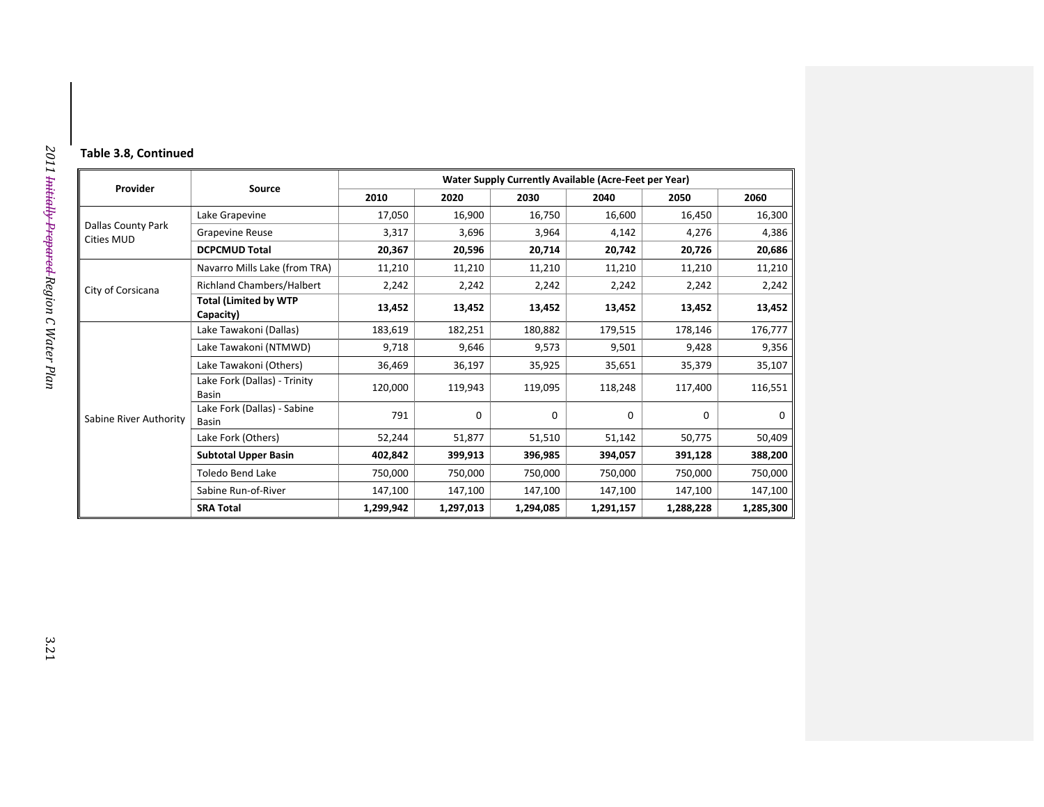**Table 3.8, Continued**

| Provider | Source | Water Supply Currently Available (Acre-Feet per Year) | | | | | |
|---|---|---|---|---|---|---|---|
| | | 2010 | 2020 | 2030 | 2040 | 2050 | 2060 |
| Dallas County Park Cities MUD | Lake Grapevine | 17,050 | 16,900 | 16,750 | 16,600 | 16,450 | 16,300 |
| | Grapevine Reuse | 3,317 | 3,696 | 3,964 | 4,142 | 4,276 | 4,386 |
| | **DCPCMUD Total** | **20,367** | **20,596** | **20,714** | **20,742** | **20,726** | **20,686** |
| City of Corsicana | Navarro Mills Lake (from TRA) | 11,210 | 11,210 | 11,210 | 11,210 | 11,210 | 11,210 |
| | Richland Chambers/Halbert | 2,242 | 2,242 | 2,242 | 2,242 | 2,242 | 2,242 |
| | **Total (Limited by WTP Capacity)** | **13,452** | **13,452** | **13,452** | **13,452** | **13,452** | **13,452** |
| Sabine River Authority | Lake Tawakoni (Dallas) | 183,619 | 182,251 | 180,882 | 179,515 | 178,146 | 176,777 |
| | Lake Tawakoni (NTMWD) | 9,718 | 9,646 | 9,573 | 9,501 | 9,428 | 9,356 |
| | Lake Tawakoni (Others) | 36,469 | 36,197 | 35,925 | 35,651 | 35,379 | 35,107 |
| | Lake Fork (Dallas) - Trinity Basin | 120,000 | 119,943 | 119,095 | 118,248 | 117,400 | 116,551 |
| | Lake Fork (Dallas) - Sabine Basin | 791 | 0 | 0 | 0 | 0 | 0 |
| | Lake Fork (Others) | 52,244 | 51,877 | 51,510 | 51,142 | 50,775 | 50,409 |
| | **Subtotal Upper Basin** | **402,842** | **399,913** | **396,985** | **394,057** | **391,128** | **388,200** |
| | Toledo Bend Lake | 750,000 | 750,000 | 750,000 | 750,000 | 750,000 | 750,000 |
| | Sabine Run-of-River | 147,100 | 147,100 | 147,100 | 147,100 | 147,100 | 147,100 |
| | **SRA Total** | **1,299,942** | **1,297,013** | **1,294,085** | **1,291,157** | **1,288,228** | **1,285,300** |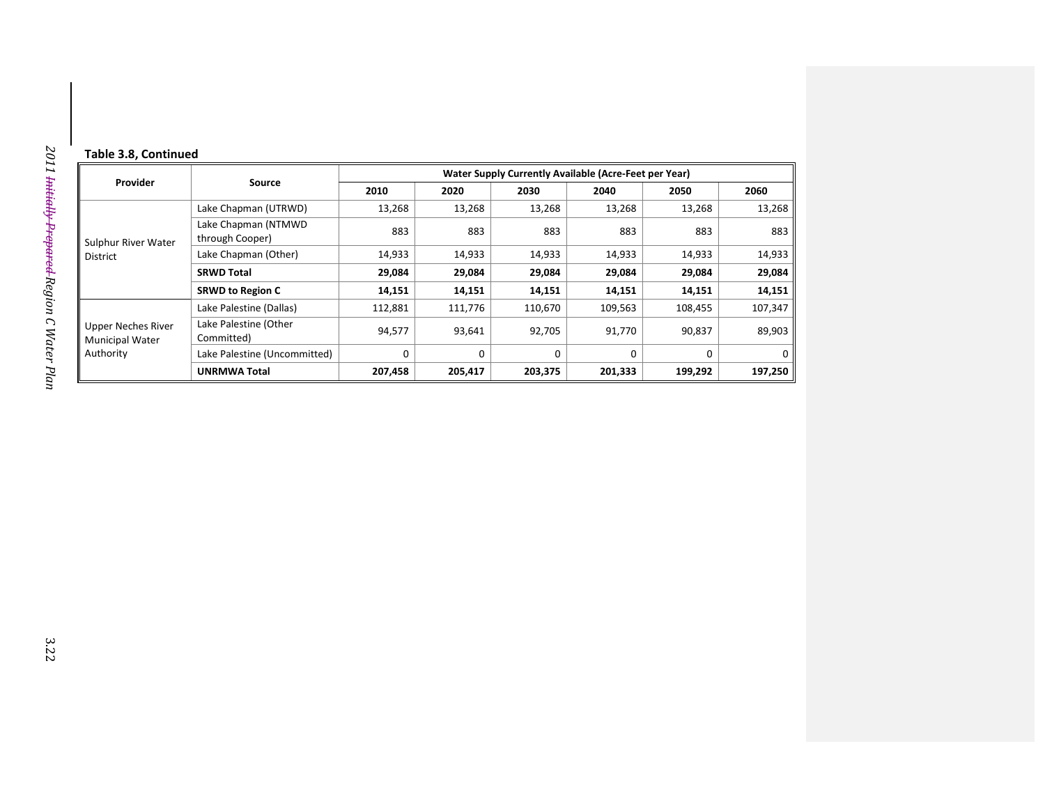**Table 3.8, Continued**

| Provider | Source | Water Supply Currently Available (Acre-Feet per Year) | | | | | |
|---|---|---|---|---|---|---|---|
| | | 2010 | 2020 | 2030 | 2040 | 2050 | 2060 |
| Sulphur River Water District | Lake Chapman (UTRWD) | 13,268 | 13,268 | 13,268 | 13,268 | 13,268 | 13,268 |
| | Lake Chapman (NTMWD through Cooper) | 883 | 883 | 883 | 883 | 883 | 883 |
| | Lake Chapman (Other) | 14,933 | 14,933 | 14,933 | 14,933 | 14,933 | 14,933 |
| | **SRWD Total** | **29,084** | **29,084** | **29,084** | **29,084** | **29,084** | **29,084** |
| | **SRWD to Region C** | **14,151** | **14,151** | **14,151** | **14,151** | **14,151** | **14,151** |
| Upper Neches River Municipal Water Authority | Lake Palestine (Dallas) | 112,881 | 111,776 | 110,670 | 109,563 | 108,455 | 107,347 |
| | Lake Palestine (Other Committed) | 94,577 | 93,641 | 92,705 | 91,770 | 90,837 | 89,903 |
| | Lake Palestine (Uncommitted) | 0 | 0 | 0 | 0 | 0 | 0 |
| | **UNRMWA Total** | **207,458** | **205,417** | **203,375** | **201,333** | **199,292** | **197,250** |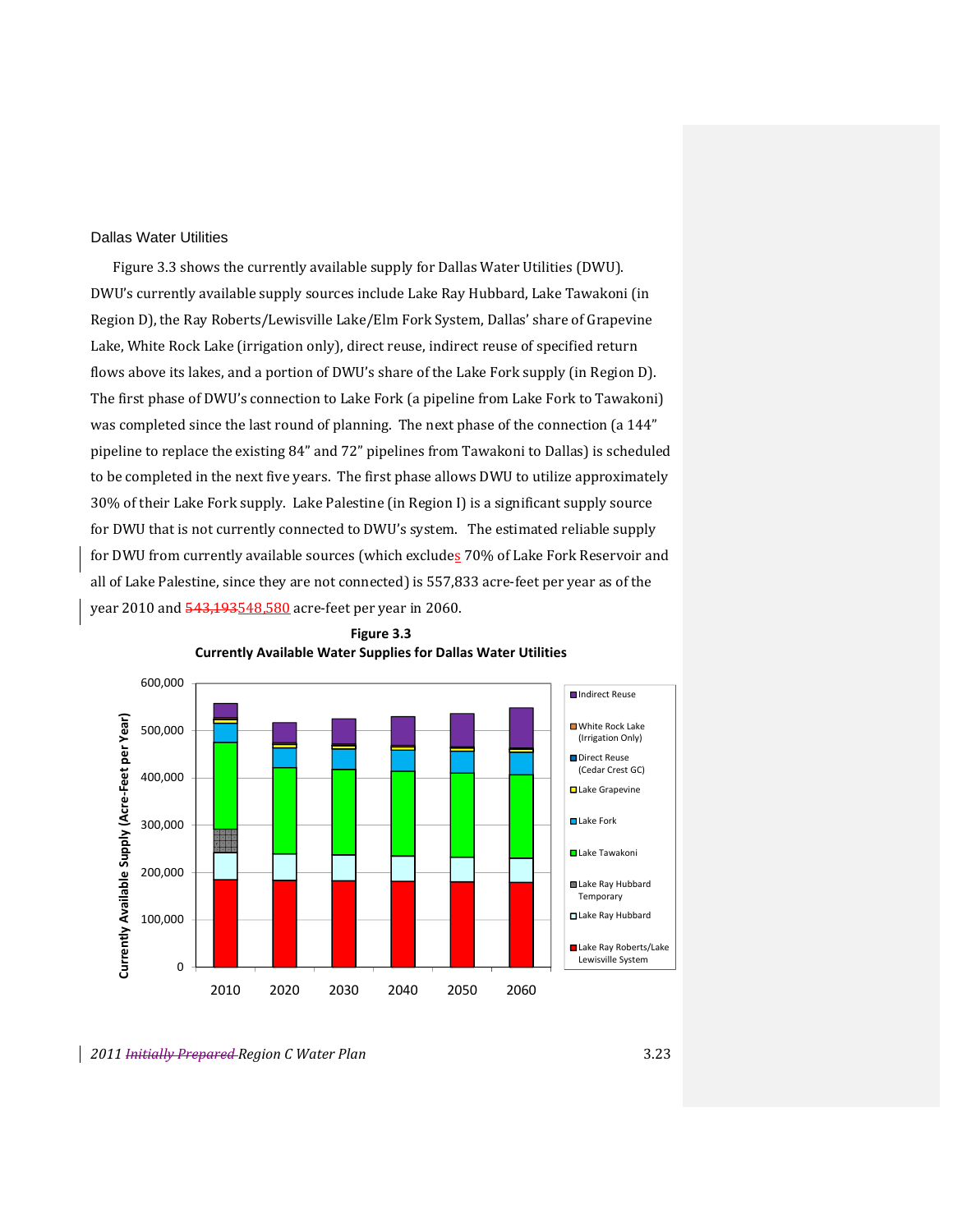## Dallas Water Utilities

Figure 3.3 shows the currently available supply for Dallas Water Utilities (DWU). DWU's currently available supply sources include Lake Ray Hubbard, Lake Tawakoni (in Region D), the Ray Roberts/Lewisville Lake/Elm Fork System, Dallas' share of Grapevine Lake, White Rock Lake (irrigation only), direct reuse, indirect reuse of specified return flows above its lakes, and a portion of DWU's share of the Lake Fork supply (in Region D). The first phase of DWU's connection to Lake Fork (a pipeline from Lake Fork to Tawakoni) was completed since the last round of planning. The next phase of the connection (a 144" pipeline to replace the existing 84" and 72" pipelines from Tawakoni to Dallas) is scheduled to be completed in the next five years. The first phase allows DWU to utilize approximately 30% of their Lake Fork supply. Lake Palestine (in Region I) is a significant supply source for DWU that is not currently connected to DWU's system. The estimated reliable supply for DWU from currently available sources (which excludes 70% of Lake Fork Reservoir and all of Lake Palestine, since they are not connected) is 557,833 acre-feet per year as of the year 2010 and ~~543,193~~548,580 acre-feet per year in 2060.

**Figure 3.3**
**Currently Available Water Supplies for Dallas Water Utilities**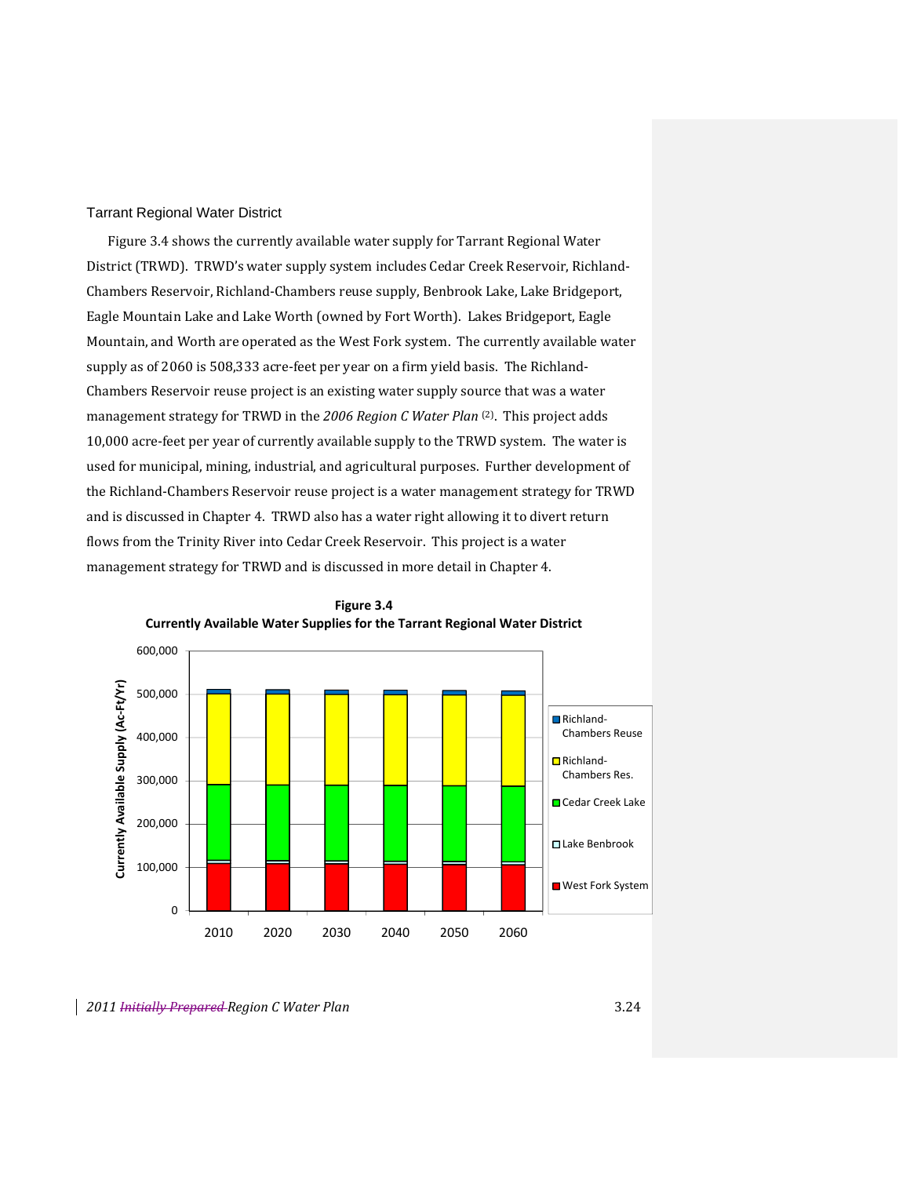## Tarrant Regional Water District

Figure 3.4 shows the currently available water supply for Tarrant Regional Water District (TRWD). TRWD's water supply system includes Cedar Creek Reservoir, Richland-Chambers Reservoir, Richland-Chambers reuse supply, Benbrook Lake, Lake Bridgeport, Eagle Mountain Lake and Lake Worth (owned by Fort Worth). Lakes Bridgeport, Eagle Mountain, and Worth are operated as the West Fork system. The currently available water supply as of 2060 is 508,333 acre-feet per year on a firm yield basis. The Richland-Chambers Reservoir reuse project is an existing water supply source that was a water management strategy for TRWD in the *2006 Region C Water Plan* [(2)]. This project adds 10,000 acre-feet per year of currently available supply to the TRWD system. The water is used for municipal, mining, industrial, and agricultural purposes. Further development of the Richland-Chambers Reservoir reuse project is a water management strategy for TRWD and is discussed in Chapter 4. TRWD also has a water right allowing it to divert return flows from the Trinity River into Cedar Creek Reservoir. This project is a water management strategy for TRWD and is discussed in more detail in Chapter 4.

**Figure 3.4**
**Currently Available Water Supplies for the Tarrant Regional Water District**

Currently Available Supply (Ac-Ft/Yr)

Legend: Richland-Chambers Reuse; Richland-Chambers Res.; Cedar Creek Lake; Lake Benbrook; West Fork System

Years: 2010, 2020, 2030, 2040, 2050, 2060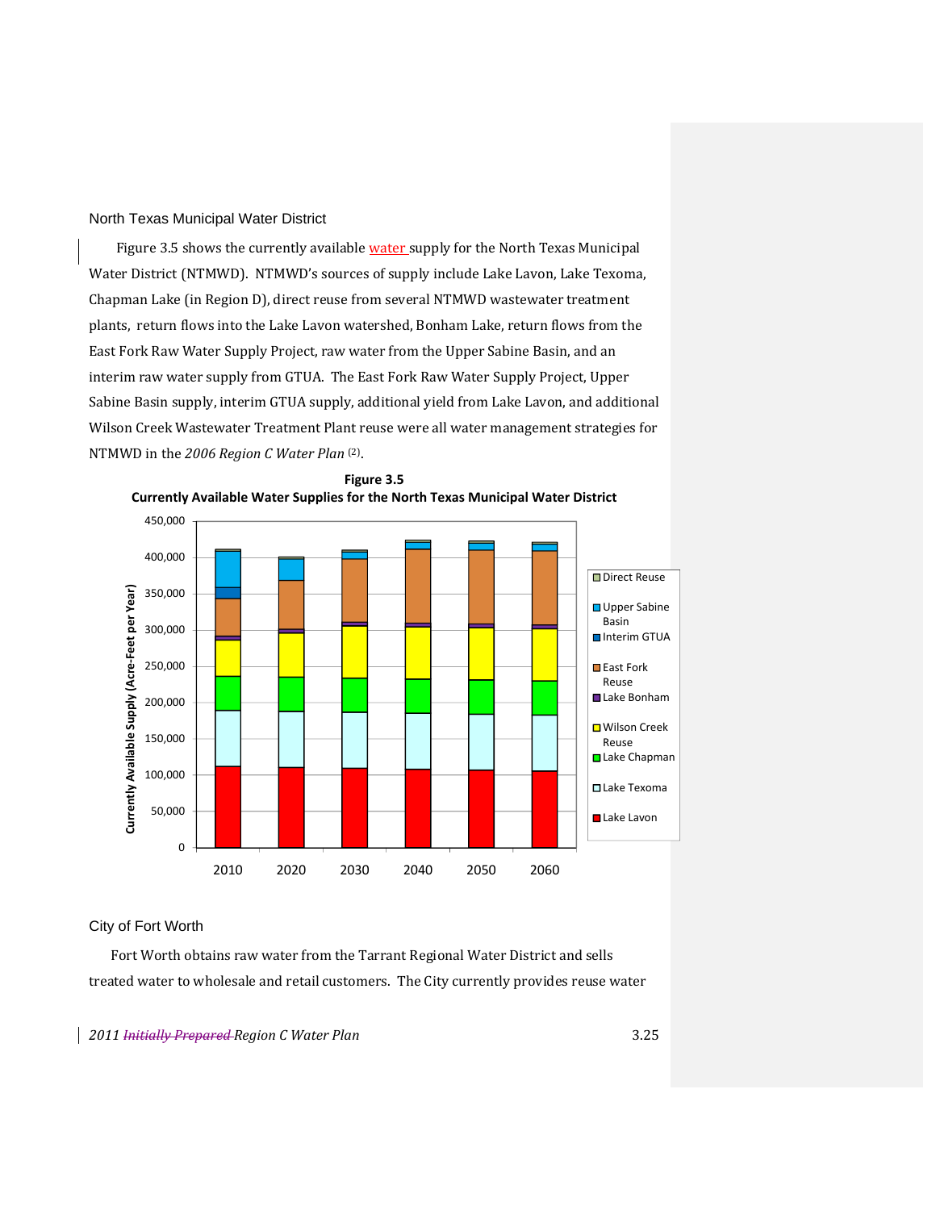## North Texas Municipal Water District

Figure 3.5 shows the currently available water supply for the North Texas Municipal Water District (NTMWD). NTMWD's sources of supply include Lake Lavon, Lake Texoma, Chapman Lake (in Region D), direct reuse from several NTMWD wastewater treatment plants, return flows into the Lake Lavon watershed, Bonham Lake, return flows from the East Fork Raw Water Supply Project, raw water from the Upper Sabine Basin, and an interim raw water supply from GTUA. The East Fork Raw Water Supply Project, Upper Sabine Basin supply, interim GTUA supply, additional yield from Lake Lavon, and additional Wilson Creek Wastewater Treatment Plant reuse were all water management strategies for NTMWD in the *2006 Region C Water Plan* (2).

**Figure 3.5**
**Currently Available Water Supplies for the North Texas Municipal Water District**

## City of Fort Worth

Fort Worth obtains raw water from the Tarrant Regional Water District and sells treated water to wholesale and retail customers. The City currently provides reuse water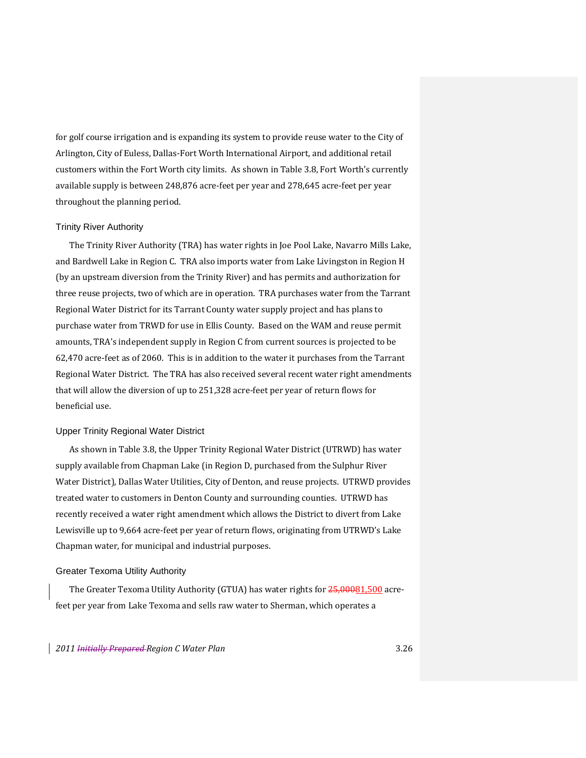for golf course irrigation and is expanding its system to provide reuse water to the City of Arlington, City of Euless, Dallas-Fort Worth International Airport, and additional retail customers within the Fort Worth city limits. As shown in Table 3.8, Fort Worth's currently available supply is between 248,876 acre-feet per year and 278,645 acre-feet per year throughout the planning period.

### Trinity River Authority

The Trinity River Authority (TRA) has water rights in Joe Pool Lake, Navarro Mills Lake, and Bardwell Lake in Region C. TRA also imports water from Lake Livingston in Region H (by an upstream diversion from the Trinity River) and has permits and authorization for three reuse projects, two of which are in operation. TRA purchases water from the Tarrant Regional Water District for its Tarrant County water supply project and has plans to purchase water from TRWD for use in Ellis County. Based on the WAM and reuse permit amounts, TRA's independent supply in Region C from current sources is projected to be 62,470 acre-feet as of 2060. This is in addition to the water it purchases from the Tarrant Regional Water District. The TRA has also received several recent water right amendments that will allow the diversion of up to 251,328 acre-feet per year of return flows for beneficial use.

### Upper Trinity Regional Water District

As shown in Table 3.8, the Upper Trinity Regional Water District (UTRWD) has water supply available from Chapman Lake (in Region D, purchased from the Sulphur River Water District), Dallas Water Utilities, City of Denton, and reuse projects. UTRWD provides treated water to customers in Denton County and surrounding counties. UTRWD has recently received a water right amendment which allows the District to divert from Lake Lewisville up to 9,664 acre-feet per year of return flows, originating from UTRWD's Lake Chapman water, for municipal and industrial purposes.

### Greater Texoma Utility Authority

The Greater Texoma Utility Authority (GTUA) has water rights for ~~25,000~~81,500 acre-feet per year from Lake Texoma and sells raw water to Sherman, which operates a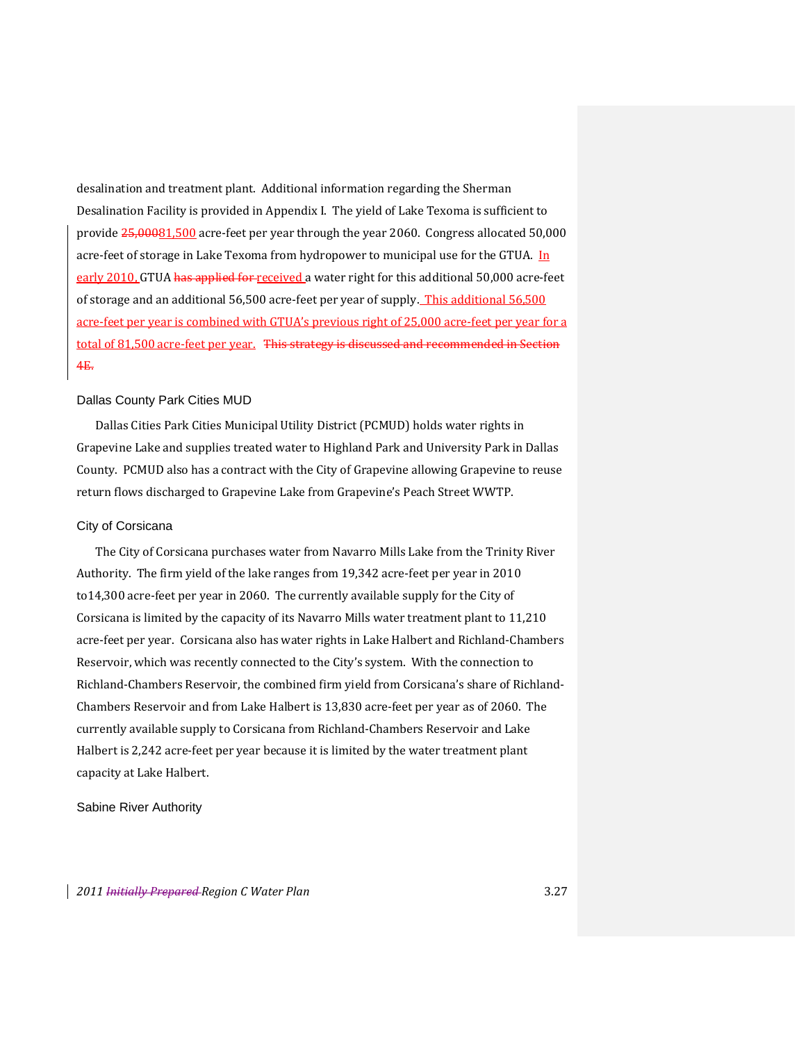desalination and treatment plant. Additional information regarding the Sherman Desalination Facility is provided in Appendix I. The yield of Lake Texoma is sufficient to provide ~~25,000~~81,500 acre-feet per year through the year 2060. Congress allocated 50,000 acre-feet of storage in Lake Texoma from hydropower to municipal use for the GTUA. In early 2010, GTUA ~~has applied for~~ received a water right for this additional 50,000 acre-feet of storage and an additional 56,500 acre-feet per year of supply. This additional 56,500 acre-feet per year is combined with GTUA's previous right of 25,000 acre-feet per year for a total of 81,500 acre-feet per year. ~~This strategy is discussed and recommended in Section 4E.~~

### Dallas County Park Cities MUD

Dallas Cities Park Cities Municipal Utility District (PCMUD) holds water rights in Grapevine Lake and supplies treated water to Highland Park and University Park in Dallas County. PCMUD also has a contract with the City of Grapevine allowing Grapevine to reuse return flows discharged to Grapevine Lake from Grapevine's Peach Street WWTP.

### City of Corsicana

The City of Corsicana purchases water from Navarro Mills Lake from the Trinity River Authority. The firm yield of the lake ranges from 19,342 acre-feet per year in 2010 to14,300 acre-feet per year in 2060. The currently available supply for the City of Corsicana is limited by the capacity of its Navarro Mills water treatment plant to 11,210 acre-feet per year. Corsicana also has water rights in Lake Halbert and Richland-Chambers Reservoir, which was recently connected to the City's system. With the connection to Richland-Chambers Reservoir, the combined firm yield from Corsicana's share of Richland-Chambers Reservoir and from Lake Halbert is 13,830 acre-feet per year as of 2060. The currently available supply to Corsicana from Richland-Chambers Reservoir and Lake Halbert is 2,242 acre-feet per year because it is limited by the water treatment plant capacity at Lake Halbert.

### Sabine River Authority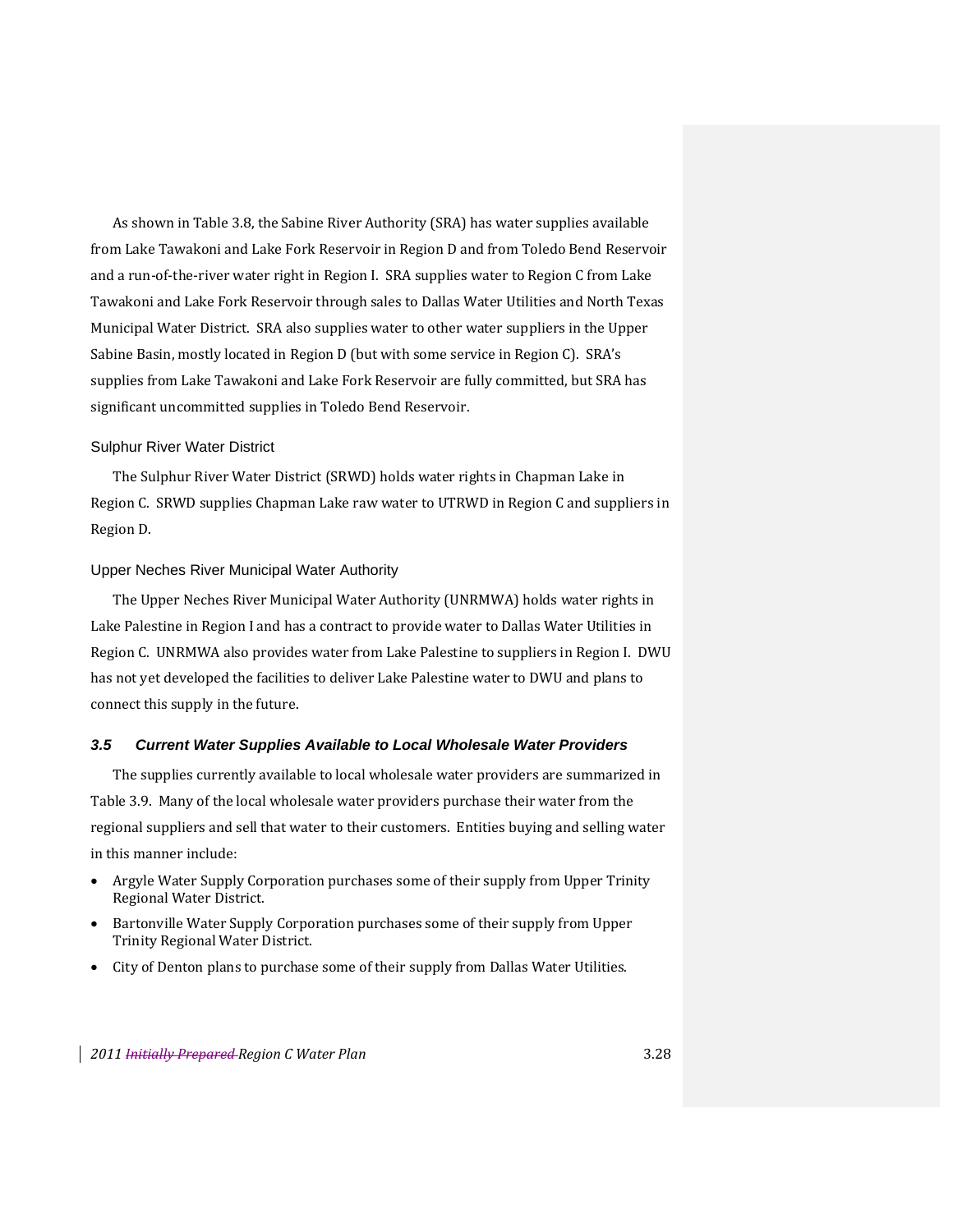As shown in Table 3.8, the Sabine River Authority (SRA) has water supplies available from Lake Tawakoni and Lake Fork Reservoir in Region D and from Toledo Bend Reservoir and a run-of-the-river water right in Region I. SRA supplies water to Region C from Lake Tawakoni and Lake Fork Reservoir through sales to Dallas Water Utilities and North Texas Municipal Water District. SRA also supplies water to other water suppliers in the Upper Sabine Basin, mostly located in Region D (but with some service in Region C). SRA's supplies from Lake Tawakoni and Lake Fork Reservoir are fully committed, but SRA has significant uncommitted supplies in Toledo Bend Reservoir.

#### Sulphur River Water District

The Sulphur River Water District (SRWD) holds water rights in Chapman Lake in Region C. SRWD supplies Chapman Lake raw water to UTRWD in Region C and suppliers in Region D.

#### Upper Neches River Municipal Water Authority

The Upper Neches River Municipal Water Authority (UNRMWA) holds water rights in Lake Palestine in Region I and has a contract to provide water to Dallas Water Utilities in Region C. UNRMWA also provides water from Lake Palestine to suppliers in Region I. DWU has not yet developed the facilities to deliver Lake Palestine water to DWU and plans to connect this supply in the future.

### *3.5 Current Water Supplies Available to Local Wholesale Water Providers*

The supplies currently available to local wholesale water providers are summarized in Table 3.9. Many of the local wholesale water providers purchase their water from the regional suppliers and sell that water to their customers. Entities buying and selling water in this manner include:

- Argyle Water Supply Corporation purchases some of their supply from Upper Trinity Regional Water District.
- Bartonville Water Supply Corporation purchases some of their supply from Upper Trinity Regional Water District.
- City of Denton plans to purchase some of their supply from Dallas Water Utilities.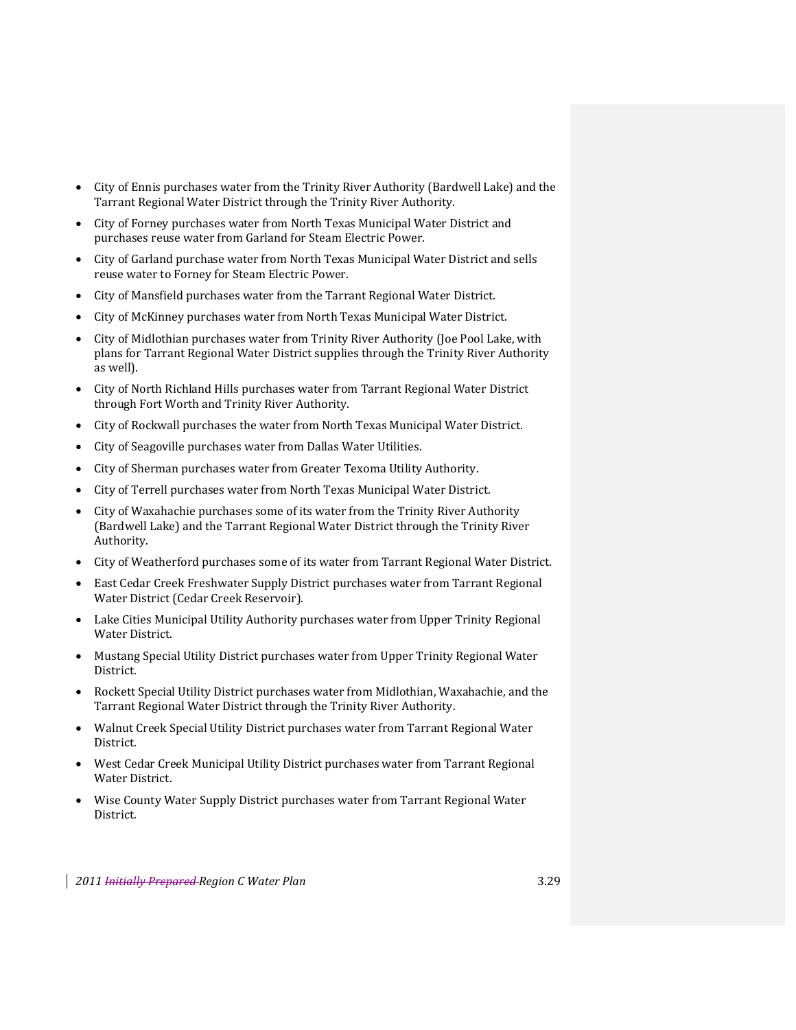- City of Ennis purchases water from the Trinity River Authority (Bardwell Lake) and the Tarrant Regional Water District through the Trinity River Authority.
- City of Forney purchases water from North Texas Municipal Water District and purchases reuse water from Garland for Steam Electric Power.
- City of Garland purchase water from North Texas Municipal Water District and sells reuse water to Forney for Steam Electric Power.
- City of Mansfield purchases water from the Tarrant Regional Water District.
- City of McKinney purchases water from North Texas Municipal Water District.
- City of Midlothian purchases water from Trinity River Authority (Joe Pool Lake, with plans for Tarrant Regional Water District supplies through the Trinity River Authority as well).
- City of North Richland Hills purchases water from Tarrant Regional Water District through Fort Worth and Trinity River Authority.
- City of Rockwall purchases the water from North Texas Municipal Water District.
- City of Seagoville purchases water from Dallas Water Utilities.
- City of Sherman purchases water from Greater Texoma Utility Authority.
- City of Terrell purchases water from North Texas Municipal Water District.
- City of Waxahachie purchases some of its water from the Trinity River Authority (Bardwell Lake) and the Tarrant Regional Water District through the Trinity River Authority.
- City of Weatherford purchases some of its water from Tarrant Regional Water District.
- East Cedar Creek Freshwater Supply District purchases water from Tarrant Regional Water District (Cedar Creek Reservoir).
- Lake Cities Municipal Utility Authority purchases water from Upper Trinity Regional Water District.
- Mustang Special Utility District purchases water from Upper Trinity Regional Water District.
- Rockett Special Utility District purchases water from Midlothian, Waxahachie, and the Tarrant Regional Water District through the Trinity River Authority.
- Walnut Creek Special Utility District purchases water from Tarrant Regional Water District.
- West Cedar Creek Municipal Utility District purchases water from Tarrant Regional Water District.
- Wise County Water Supply District purchases water from Tarrant Regional Water District.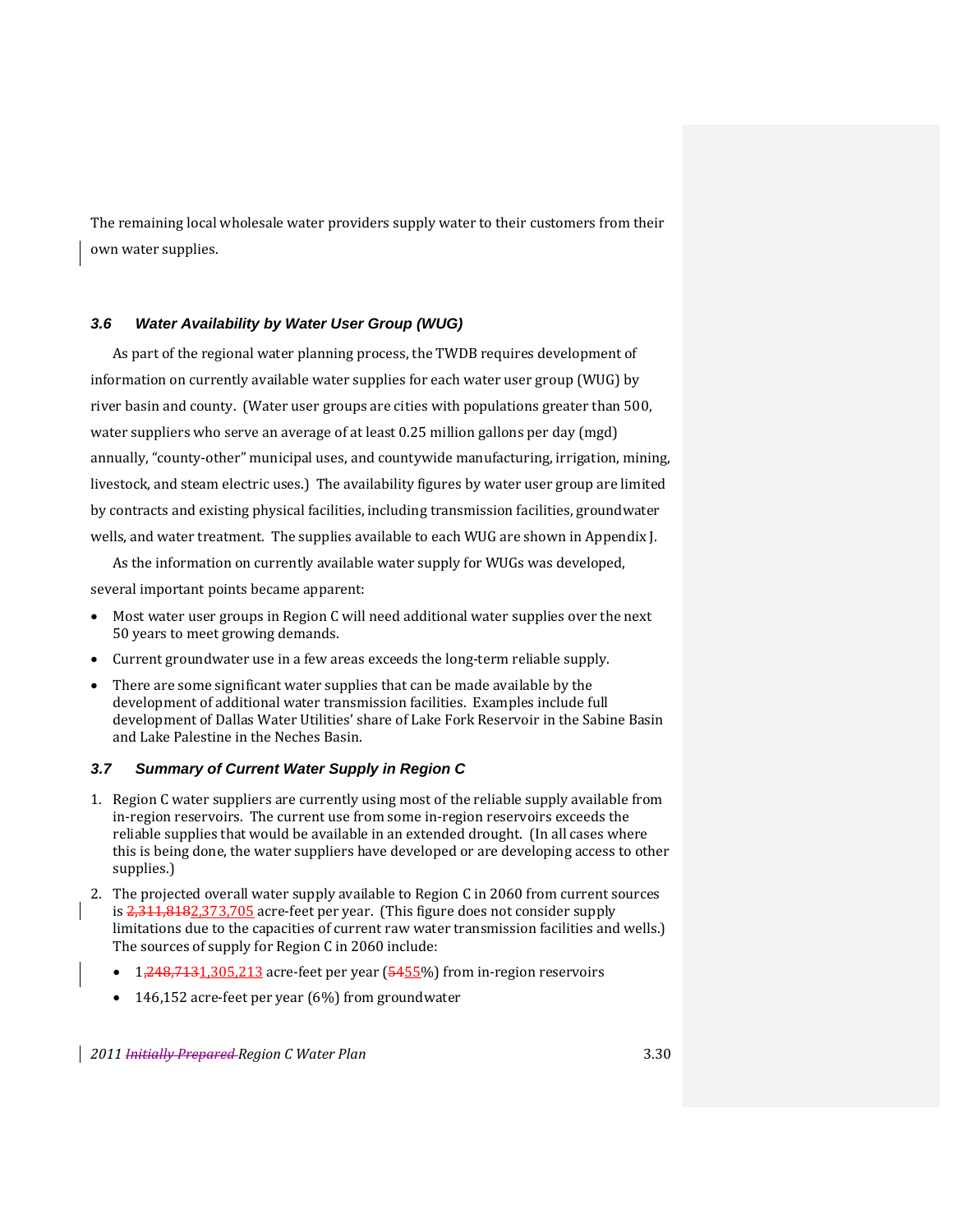The remaining local wholesale water providers supply water to their customers from their own water supplies.

### *3.6 Water Availability by Water User Group (WUG)*

As part of the regional water planning process, the TWDB requires development of information on currently available water supplies for each water user group (WUG) by river basin and county. (Water user groups are cities with populations greater than 500, water suppliers who serve an average of at least 0.25 million gallons per day (mgd) annually, "county-other" municipal uses, and countywide manufacturing, irrigation, mining, livestock, and steam electric uses.) The availability figures by water user group are limited by contracts and existing physical facilities, including transmission facilities, groundwater wells, and water treatment. The supplies available to each WUG are shown in Appendix J.

As the information on currently available water supply for WUGs was developed, several important points became apparent:

- Most water user groups in Region C will need additional water supplies over the next 50 years to meet growing demands.
- Current groundwater use in a few areas exceeds the long-term reliable supply.
- There are some significant water supplies that can be made available by the development of additional water transmission facilities. Examples include full development of Dallas Water Utilities' share of Lake Fork Reservoir in the Sabine Basin and Lake Palestine in the Neches Basin.

### *3.7 Summary of Current Water Supply in Region C*

1. Region C water suppliers are currently using most of the reliable supply available from in-region reservoirs. The current use from some in-region reservoirs exceeds the reliable supplies that would be available in an extended drought. (In all cases where this is being done, the water suppliers have developed or are developing access to other supplies.)
2. The projected overall water supply available to Region C in 2060 from current sources is ~~2,311,818~~2,373,705 acre-feet per year. (This figure does not consider supply limitations due to the capacities of current raw water transmission facilities and wells.) The sources of supply for Region C in 2060 include:
   - 1~~,248,713~~1,305,213 acre-feet per year (~~54~~55%) from in-region reservoirs
   - 146,152 acre-feet per year (6%) from groundwater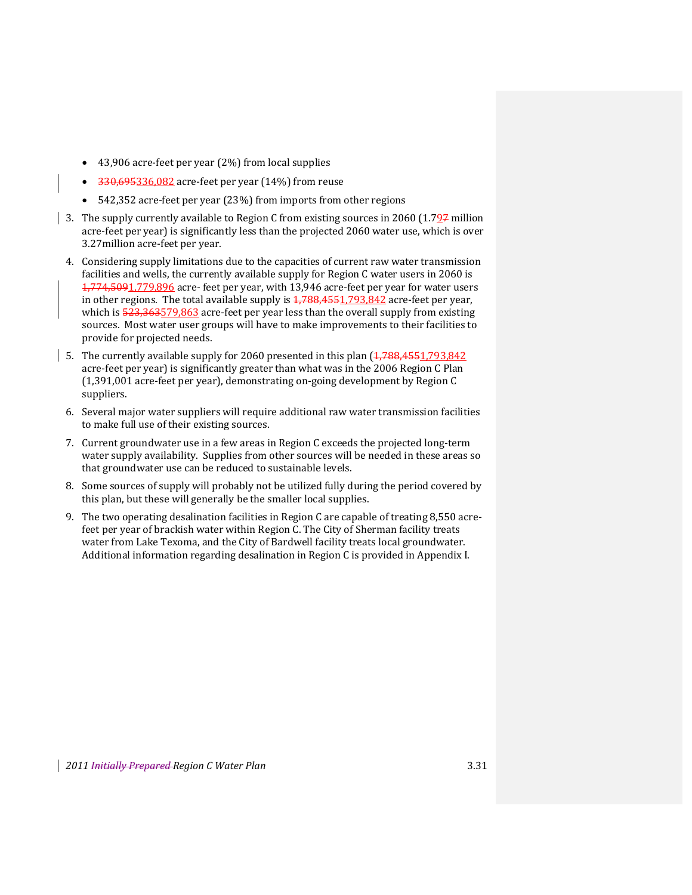- 43,906 acre-feet per year (2%) from local supplies
- ~~330,695~~336,082 acre-feet per year (14%) from reuse
- 542,352 acre-feet per year (23%) from imports from other regions

3. The supply currently available to Region C from existing sources in 2060 (1.79~~7~~ million acre-feet per year) is significantly less than the projected 2060 water use, which is over 3.27million acre-feet per year.
4. Considering supply limitations due to the capacities of current raw water transmission facilities and wells, the currently available supply for Region C water users in 2060 is ~~1,774,509~~1,779,896 acre- feet per year, with 13,946 acre-feet per year for water users in other regions. The total available supply is ~~1,788,455~~1,793,842 acre-feet per year, which is ~~523,363~~579,863 acre-feet per year less than the overall supply from existing sources. Most water user groups will have to make improvements to their facilities to provide for projected needs.
5. The currently available supply for 2060 presented in this plan (~~1,788,455~~1,793,842 acre-feet per year) is significantly greater than what was in the 2006 Region C Plan (1,391,001 acre-feet per year), demonstrating on-going development by Region C suppliers.
6. Several major water suppliers will require additional raw water transmission facilities to make full use of their existing sources.
7. Current groundwater use in a few areas in Region C exceeds the projected long-term water supply availability. Supplies from other sources will be needed in these areas so that groundwater use can be reduced to sustainable levels.
8. Some sources of supply will probably not be utilized fully during the period covered by this plan, but these will generally be the smaller local supplies.
9. The two operating desalination facilities in Region C are capable of treating 8,550 acre-feet per year of brackish water within Region C. The City of Sherman facility treats water from Lake Texoma, and the City of Bardwell facility treats local groundwater. Additional information regarding desalination in Region C is provided in Appendix I.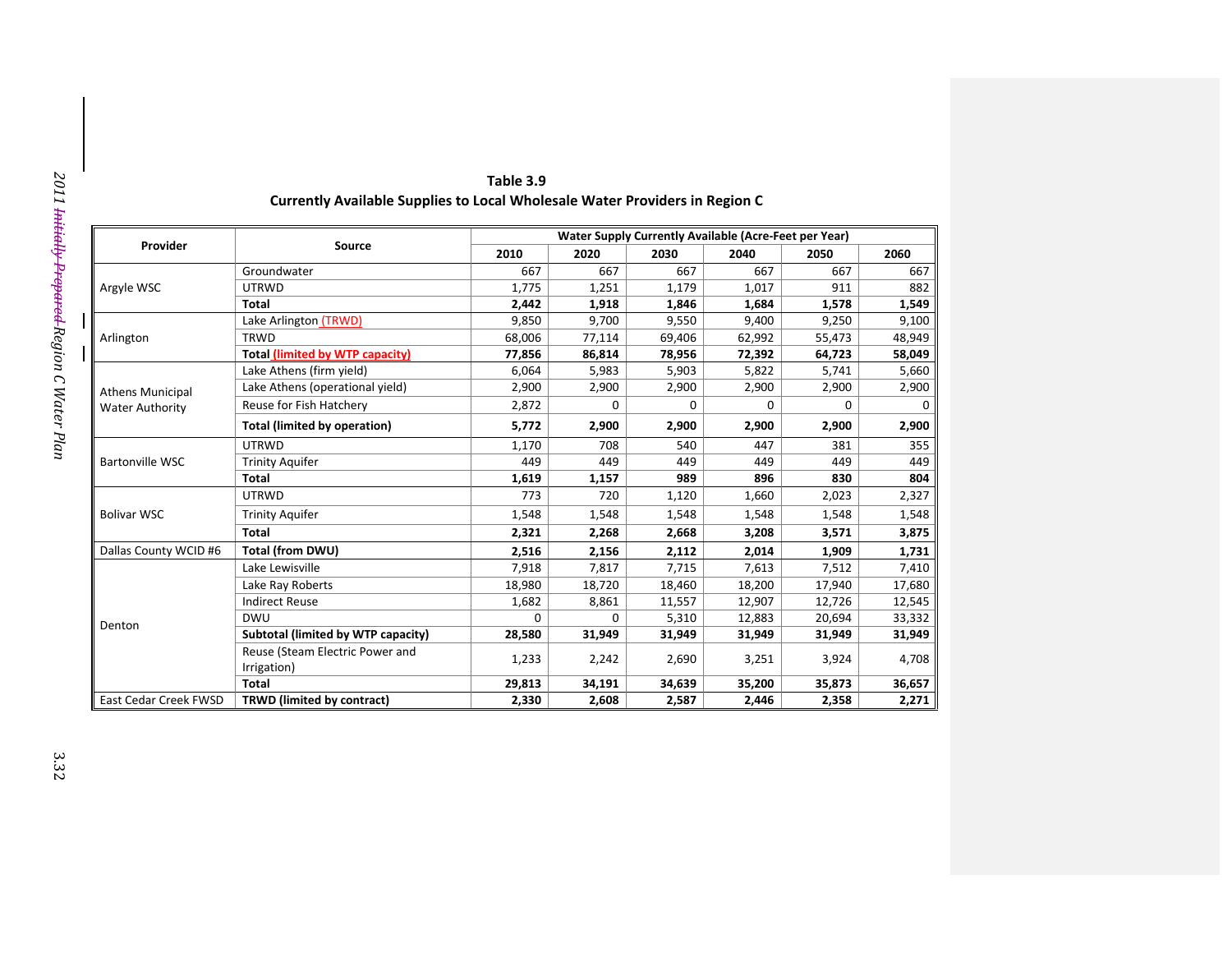**Table 3.9**
**Currently Available Supplies to Local Wholesale Water Providers in Region C**

| Provider | Source | Water Supply Currently Available (Acre-Feet per Year) | | | | | |
|---|---|---|---|---|---|---|---|
| | | 2010 | 2020 | 2030 | 2040 | 2050 | 2060 |
| Argyle WSC | Groundwater | 667 | 667 | 667 | 667 | 667 | 667 |
| | UTRWD | 1,775 | 1,251 | 1,179 | 1,017 | 911 | 882 |
| | **Total** | **2,442** | **1,918** | **1,846** | **1,684** | **1,578** | **1,549** |
| Arlington | Lake Arlington (TRWD) | 9,850 | 9,700 | 9,550 | 9,400 | 9,250 | 9,100 |
| | TRWD | 68,006 | 77,114 | 69,406 | 62,992 | 55,473 | 48,949 |
| | **Total (limited by WTP capacity)** | **77,856** | **86,814** | **78,956** | **72,392** | **64,723** | **58,049** |
| Athens Municipal Water Authority | Lake Athens (firm yield) | 6,064 | 5,983 | 5,903 | 5,822 | 5,741 | 5,660 |
| | Lake Athens (operational yield) | 2,900 | 2,900 | 2,900 | 2,900 | 2,900 | 2,900 |
| | Reuse for Fish Hatchery | 2,872 | 0 | 0 | 0 | 0 | 0 |
| | **Total (limited by operation)** | **5,772** | **2,900** | **2,900** | **2,900** | **2,900** | **2,900** |
| Bartonville WSC | UTRWD | 1,170 | 708 | 540 | 447 | 381 | 355 |
| | Trinity Aquifer | 449 | 449 | 449 | 449 | 449 | 449 |
| | **Total** | **1,619** | **1,157** | **989** | **896** | **830** | **804** |
| Bolivar WSC | UTRWD | 773 | 720 | 1,120 | 1,660 | 2,023 | 2,327 |
| | Trinity Aquifer | 1,548 | 1,548 | 1,548 | 1,548 | 1,548 | 1,548 |
| | **Total** | **2,321** | **2,268** | **2,668** | **3,208** | **3,571** | **3,875** |
| Dallas County WCID #6 | **Total (from DWU)** | **2,516** | **2,156** | **2,112** | **2,014** | **1,909** | **1,731** |
| Denton | Lake Lewisville | 7,918 | 7,817 | 7,715 | 7,613 | 7,512 | 7,410 |
| | Lake Ray Roberts | 18,980 | 18,720 | 18,460 | 18,200 | 17,940 | 17,680 |
| | Indirect Reuse | 1,682 | 8,861 | 11,557 | 12,907 | 12,726 | 12,545 |
| | DWU | 0 | 0 | 5,310 | 12,883 | 20,694 | 33,332 |
| | **Subtotal (limited by WTP capacity)** | **28,580** | **31,949** | **31,949** | **31,949** | **31,949** | **31,949** |
| | Reuse (Steam Electric Power and Irrigation) | 1,233 | 2,242 | 2,690 | 3,251 | 3,924 | 4,708 |
| | **Total** | **29,813** | **34,191** | **34,639** | **35,200** | **35,873** | **36,657** |
| East Cedar Creek FWSD | **TRWD (limited by contract)** | **2,330** | **2,608** | **2,587** | **2,446** | **2,358** | **2,271** |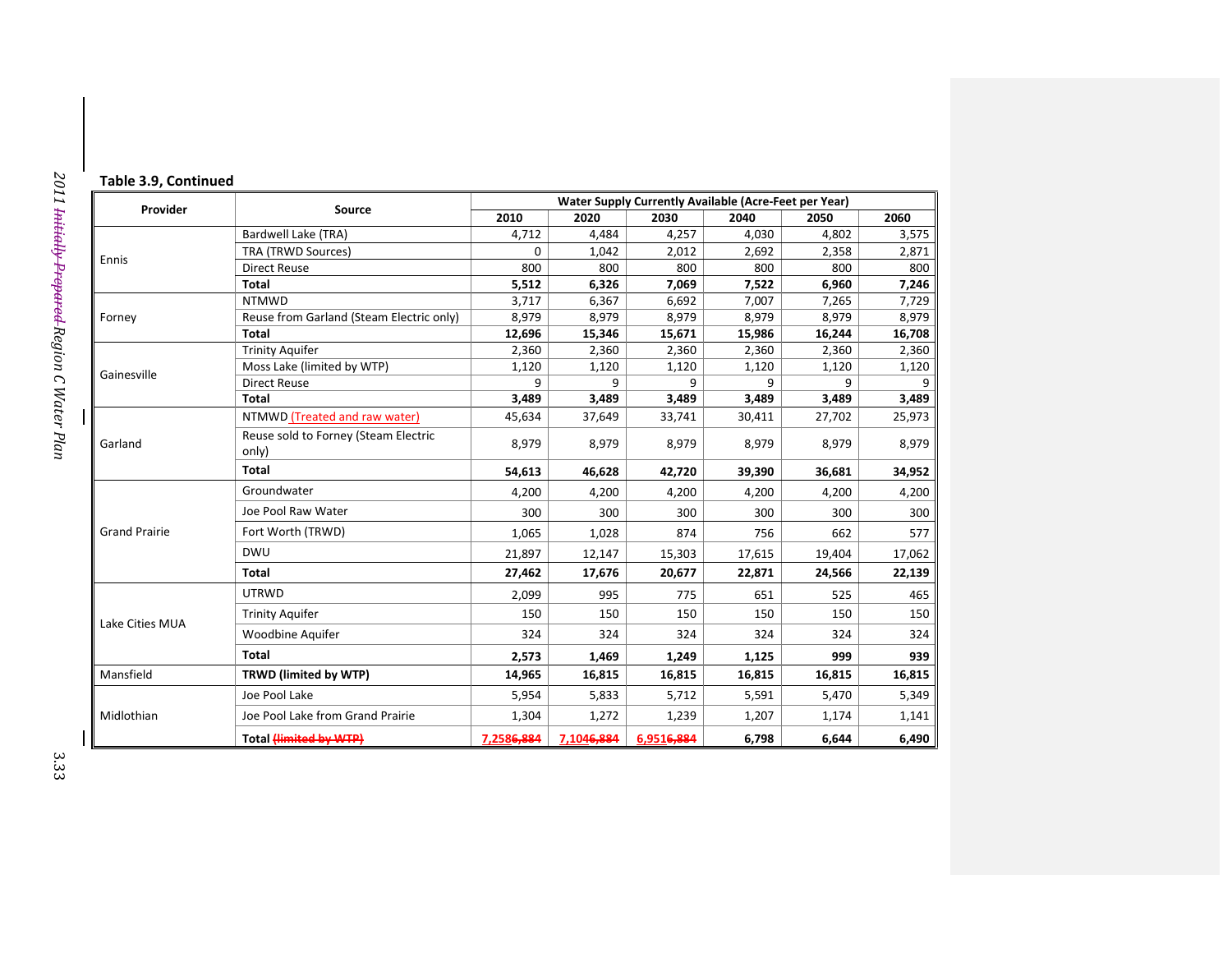**Table 3.9, Continued**

| Provider | Source | Water Supply Currently Available (Acre-Feet per Year) | | | | | |
|---|---|---|---|---|---|---|---|
| | | 2010 | 2020 | 2030 | 2040 | 2050 | 2060 |
| Ennis | Bardwell Lake (TRA) | 4,712 | 4,484 | 4,257 | 4,030 | 4,802 | 3,575 |
| | TRA (TRWD Sources) | 0 | 1,042 | 2,012 | 2,692 | 2,358 | 2,871 |
| | Direct Reuse | 800 | 800 | 800 | 800 | 800 | 800 |
| | **Total** | **5,512** | **6,326** | **7,069** | **7,522** | **6,960** | **7,246** |
| Forney | NTMWD | 3,717 | 6,367 | 6,692 | 7,007 | 7,265 | 7,729 |
| | Reuse from Garland (Steam Electric only) | 8,979 | 8,979 | 8,979 | 8,979 | 8,979 | 8,979 |
| | **Total** | **12,696** | **15,346** | **15,671** | **15,986** | **16,244** | **16,708** |
| Gainesville | Trinity Aquifer | 2,360 | 2,360 | 2,360 | 2,360 | 2,360 | 2,360 |
| | Moss Lake (limited by WTP) | 1,120 | 1,120 | 1,120 | 1,120 | 1,120 | 1,120 |
| | Direct Reuse | 9 | 9 | 9 | 9 | 9 | 9 |
| | **Total** | **3,489** | **3,489** | **3,489** | **3,489** | **3,489** | **3,489** |
| Garland | NTMWD (Treated and raw water) | 45,634 | 37,649 | 33,741 | 30,411 | 27,702 | 25,973 |
| | Reuse sold to Forney (Steam Electric only) | 8,979 | 8,979 | 8,979 | 8,979 | 8,979 | 8,979 |
| | **Total** | **54,613** | **46,628** | **42,720** | **39,390** | **36,681** | **34,952** |
| Grand Prairie | Groundwater | 4,200 | 4,200 | 4,200 | 4,200 | 4,200 | 4,200 |
| | Joe Pool Raw Water | 300 | 300 | 300 | 300 | 300 | 300 |
| | Fort Worth (TRWD) | 1,065 | 1,028 | 874 | 756 | 662 | 577 |
| | DWU | 21,897 | 12,147 | 15,303 | 17,615 | 19,404 | 17,062 |
| | **Total** | **27,462** | **17,676** | **20,677** | **22,871** | **24,566** | **22,139** |
| Lake Cities MUA | UTRWD | 2,099 | 995 | 775 | 651 | 525 | 465 |
| | Trinity Aquifer | 150 | 150 | 150 | 150 | 150 | 150 |
| | Woodbine Aquifer | 324 | 324 | 324 | 324 | 324 | 324 |
| | **Total** | **2,573** | **1,469** | **1,249** | **1,125** | **999** | **939** |
| Mansfield | **TRWD (limited by WTP)** | **14,965** | **16,815** | **16,815** | **16,815** | **16,815** | **16,815** |
| Midlothian | Joe Pool Lake | 5,954 | 5,833 | 5,712 | 5,591 | 5,470 | 5,349 |
| | Joe Pool Lake from Grand Prairie | 1,304 | 1,272 | 1,239 | 1,207 | 1,174 | 1,141 |
| | **Total ~~(limited by WTP)~~** | **7,258~~6,884~~** | **7,104~~6,884~~** | **6,951~~6,884~~** | **6,798** | **6,644** | **6,490** |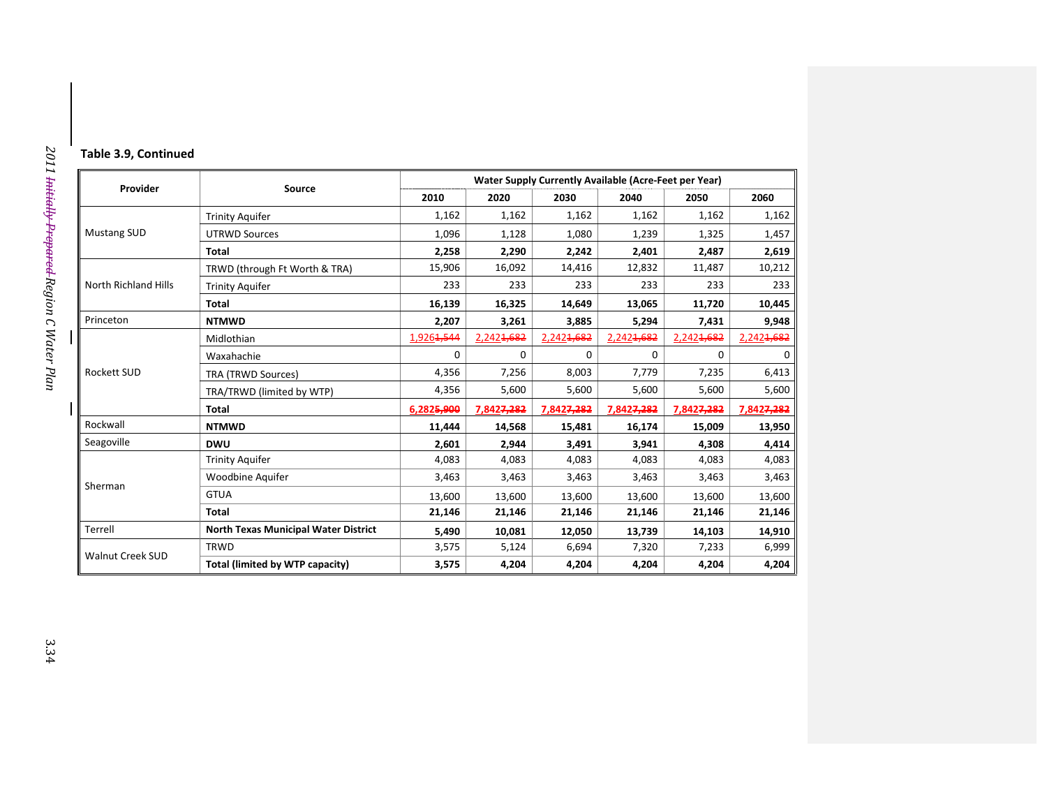**Table 3.9, Continued**

| Provider | Source | Water Supply Currently Available (Acre-Feet per Year) | | | | | |
|---|---|---|---|---|---|---|---|
| | | 2010 | 2020 | 2030 | 2040 | 2050 | 2060 |
| Mustang SUD | Trinity Aquifer | 1,162 | 1,162 | 1,162 | 1,162 | 1,162 | 1,162 |
| | UTRWD Sources | 1,096 | 1,128 | 1,080 | 1,239 | 1,325 | 1,457 |
| | **Total** | **2,258** | **2,290** | **2,242** | **2,401** | **2,487** | **2,619** |
| North Richland Hills | TRWD (through Ft Worth & TRA) | 15,906 | 16,092 | 14,416 | 12,832 | 11,487 | 10,212 |
| | Trinity Aquifer | 233 | 233 | 233 | 233 | 233 | 233 |
| | **Total** | **16,139** | **16,325** | **14,649** | **13,065** | **11,720** | **10,445** |
| Princeton | **NTMWD** | **2,207** | **3,261** | **3,885** | **5,294** | **7,431** | **9,948** |
| Rockett SUD | Midlothian | 1,926~~1,544~~ | 2,242~~1,682~~ | 2,242~~1,682~~ | 2,242~~1,682~~ | 2,242~~1,682~~ | 2,242~~1,682~~ |
| | Waxahachie | 0 | 0 | 0 | 0 | 0 | 0 |
| | TRA (TRWD Sources) | 4,356 | 7,256 | 8,003 | 7,779 | 7,235 | 6,413 |
| | TRA/TRWD (limited by WTP) | 4,356 | 5,600 | 5,600 | 5,600 | 5,600 | 5,600 |
| | **Total** | **6,282~~5,900~~** | **7,842~~7,282~~** | **7,842~~7,282~~** | **7,842~~7,282~~** | **7,842~~7,282~~** | **7,842~~7,282~~** |
| Rockwall | **NTMWD** | **11,444** | **14,568** | **15,481** | **16,174** | **15,009** | **13,950** |
| Seagoville | **DWU** | **2,601** | **2,944** | **3,491** | **3,941** | **4,308** | **4,414** |
| Sherman | Trinity Aquifer | 4,083 | 4,083 | 4,083 | 4,083 | 4,083 | 4,083 |
| | Woodbine Aquifer | 3,463 | 3,463 | 3,463 | 3,463 | 3,463 | 3,463 |
| | GTUA | 13,600 | 13,600 | 13,600 | 13,600 | 13,600 | 13,600 |
| | **Total** | **21,146** | **21,146** | **21,146** | **21,146** | **21,146** | **21,146** |
| Terrell | **North Texas Municipal Water District** | **5,490** | **10,081** | **12,050** | **13,739** | **14,103** | **14,910** |
| Walnut Creek SUD | TRWD | 3,575 | 5,124 | 6,694 | 7,320 | 7,233 | 6,999 |
| | **Total (limited by WTP capacity)** | **3,575** | **4,204** | **4,204** | **4,204** | **4,204** | **4,204** |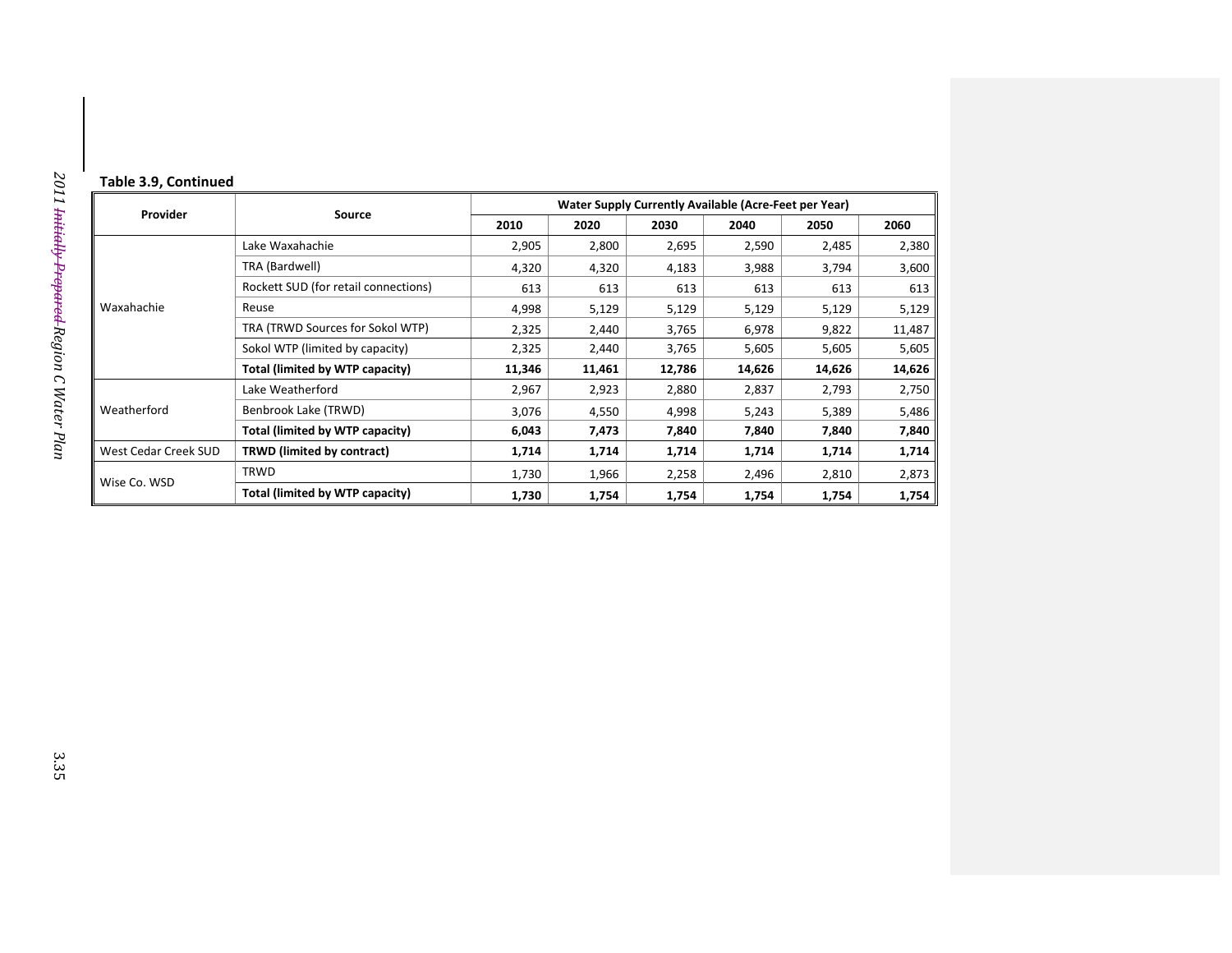**Table 3.9, Continued**

| Provider | Source | Water Supply Currently Available (Acre-Feet per Year) | | | | | |
|---|---|---|---|---|---|---|---|
| | | 2010 | 2020 | 2030 | 2040 | 2050 | 2060 |
| Waxahachie | Lake Waxahachie | 2,905 | 2,800 | 2,695 | 2,590 | 2,485 | 2,380 |
| | TRA (Bardwell) | 4,320 | 4,320 | 4,183 | 3,988 | 3,794 | 3,600 |
| | Rockett SUD (for retail connections) | 613 | 613 | 613 | 613 | 613 | 613 |
| | Reuse | 4,998 | 5,129 | 5,129 | 5,129 | 5,129 | 5,129 |
| | TRA (TRWD Sources for Sokol WTP) | 2,325 | 2,440 | 3,765 | 6,978 | 9,822 | 11,487 |
| | Sokol WTP (limited by capacity) | 2,325 | 2,440 | 3,765 | 5,605 | 5,605 | 5,605 |
| | **Total (limited by WTP capacity)** | **11,346** | **11,461** | **12,786** | **14,626** | **14,626** | **14,626** |
| Weatherford | Lake Weatherford | 2,967 | 2,923 | 2,880 | 2,837 | 2,793 | 2,750 |
| | Benbrook Lake (TRWD) | 3,076 | 4,550 | 4,998 | 5,243 | 5,389 | 5,486 |
| | **Total (limited by WTP capacity)** | **6,043** | **7,473** | **7,840** | **7,840** | **7,840** | **7,840** |
| West Cedar Creek SUD | **TRWD (limited by contract)** | **1,714** | **1,714** | **1,714** | **1,714** | **1,714** | **1,714** |
| Wise Co. WSD | TRWD | 1,730 | 1,966 | 2,258 | 2,496 | 2,810 | 2,873 |
| | **Total (limited by WTP capacity)** | **1,730** | **1,754** | **1,754** | **1,754** | **1,754** | **1,754** |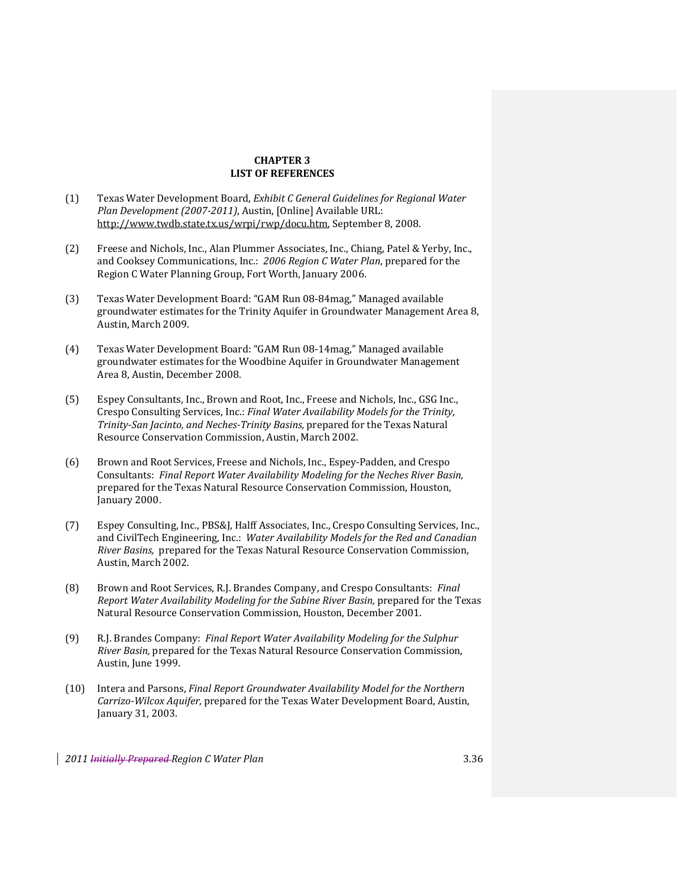# CHAPTER 3
# LIST OF REFERENCES

(1) Texas Water Development Board, *Exhibit C General Guidelines for Regional Water Plan Development (2007-2011)*, Austin, [Online] Available URL: http://www.twdb.state.tx.us/wrpi/rwp/docu.htm, September 8, 2008.

(2) Freese and Nichols, Inc., Alan Plummer Associates, Inc., Chiang, Patel & Yerby, Inc., and Cooksey Communications, Inc.: *2006 Region C Water Plan*, prepared for the Region C Water Planning Group, Fort Worth, January 2006.

(3) Texas Water Development Board: "GAM Run 08-84mag," Managed available groundwater estimates for the Trinity Aquifer in Groundwater Management Area 8, Austin, March 2009.

(4) Texas Water Development Board: "GAM Run 08-14mag," Managed available groundwater estimates for the Woodbine Aquifer in Groundwater Management Area 8, Austin, December 2008.

(5) Espey Consultants, Inc., Brown and Root, Inc., Freese and Nichols, Inc., GSG Inc., Crespo Consulting Services, Inc.: *Final Water Availability Models for the Trinity, Trinity-San Jacinto, and Neches-Trinity Basins,* prepared for the Texas Natural Resource Conservation Commission, Austin, March 2002.

(6) Brown and Root Services, Freese and Nichols, Inc., Espey-Padden, and Crespo Consultants: *Final Report Water Availability Modeling for the Neches River Basin,* prepared for the Texas Natural Resource Conservation Commission, Houston, January 2000.

(7) Espey Consulting, Inc., PBS&J, Halff Associates, Inc., Crespo Consulting Services, Inc., and CivilTech Engineering, Inc.: *Water Availability Models for the Red and Canadian River Basins,* prepared for the Texas Natural Resource Conservation Commission, Austin, March 2002.

(8) Brown and Root Services, R.J. Brandes Company, and Crespo Consultants: *Final Report Water Availability Modeling for the Sabine River Basin,* prepared for the Texas Natural Resource Conservation Commission, Houston, December 2001.

(9) R.J. Brandes Company: *Final Report Water Availability Modeling for the Sulphur River Basin,* prepared for the Texas Natural Resource Conservation Commission, Austin, June 1999.

(10) Intera and Parsons, *Final Report Groundwater Availability Model for the Northern Carrizo-Wilcox Aquifer,* prepared for the Texas Water Development Board, Austin, January 31, 2003.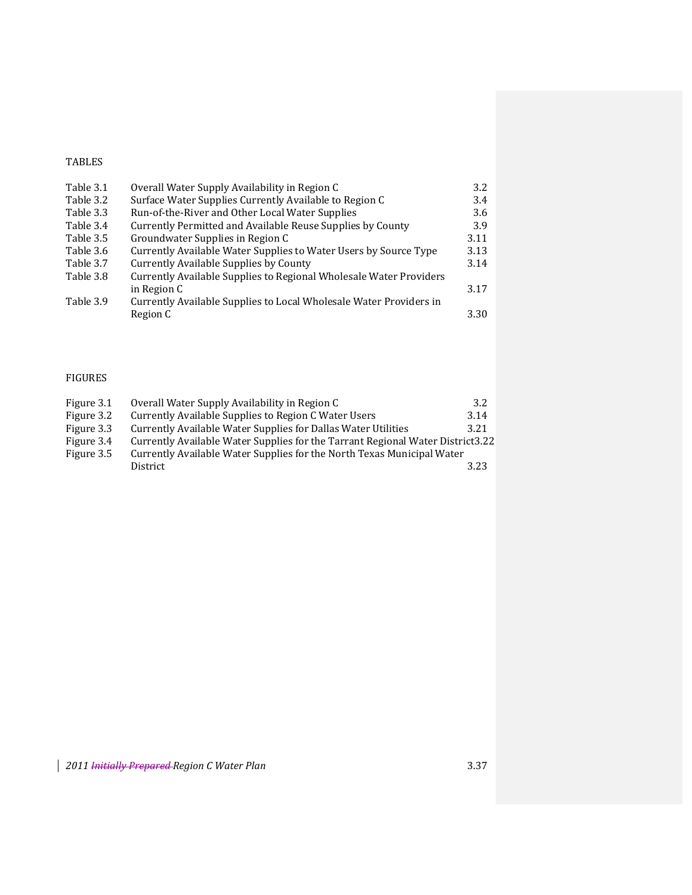TABLES

| | | |
|---|---|---|
| Table 3.1 | Overall Water Supply Availability in Region C | 3.2 |
| Table 3.2 | Surface Water Supplies Currently Available to Region C | 3.4 |
| Table 3.3 | Run-of-the-River and Other Local Water Supplies | 3.6 |
| Table 3.4 | Currently Permitted and Available Reuse Supplies by County | 3.9 |
| Table 3.5 | Groundwater Supplies in Region C | 3.11 |
| Table 3.6 | Currently Available Water Supplies to Water Users by Source Type | 3.13 |
| Table 3.7 | Currently Available Supplies by County | 3.14 |
| Table 3.8 | Currently Available Supplies to Regional Wholesale Water Providers in Region C | 3.17 |
| Table 3.9 | Currently Available Supplies to Local Wholesale Water Providers in Region C | 3.30 |

FIGURES

| | | |
|---|---|---|
| Figure 3.1 | Overall Water Supply Availability in Region C | 3.2 |
| Figure 3.2 | Currently Available Supplies to Region C Water Users | 3.14 |
| Figure 3.3 | Currently Available Water Supplies for Dallas Water Utilities | 3.21 |
| Figure 3.4 | Currently Available Water Supplies for the Tarrant Regional Water District | 3.22 |
| Figure 3.5 | Currently Available Water Supplies for the North Texas Municipal Water District | 3.23 |